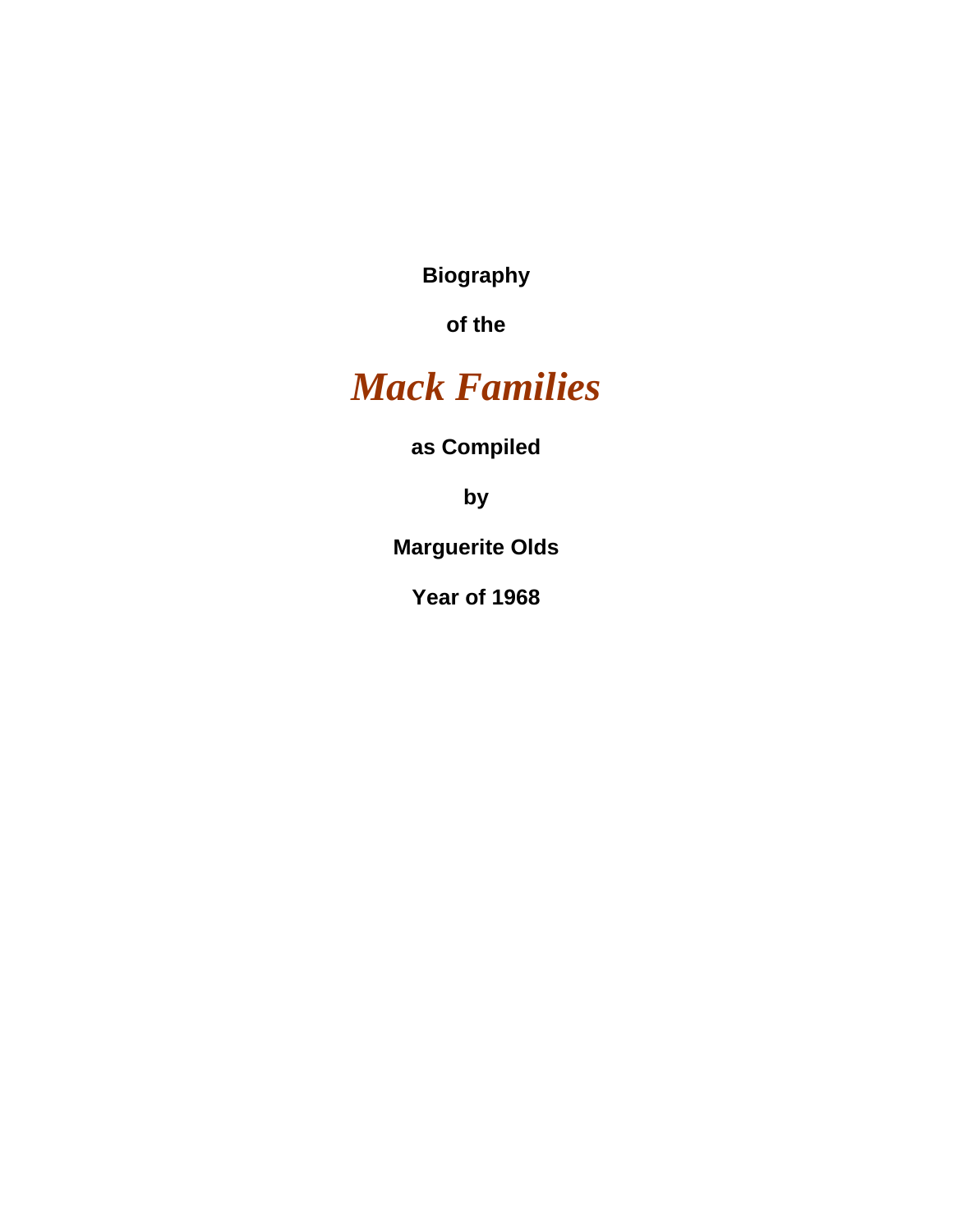**Biography**

**of the**

# *Mack Families*

**as Compiled**

**by**

**Marguerite Olds**

**Year of 1968**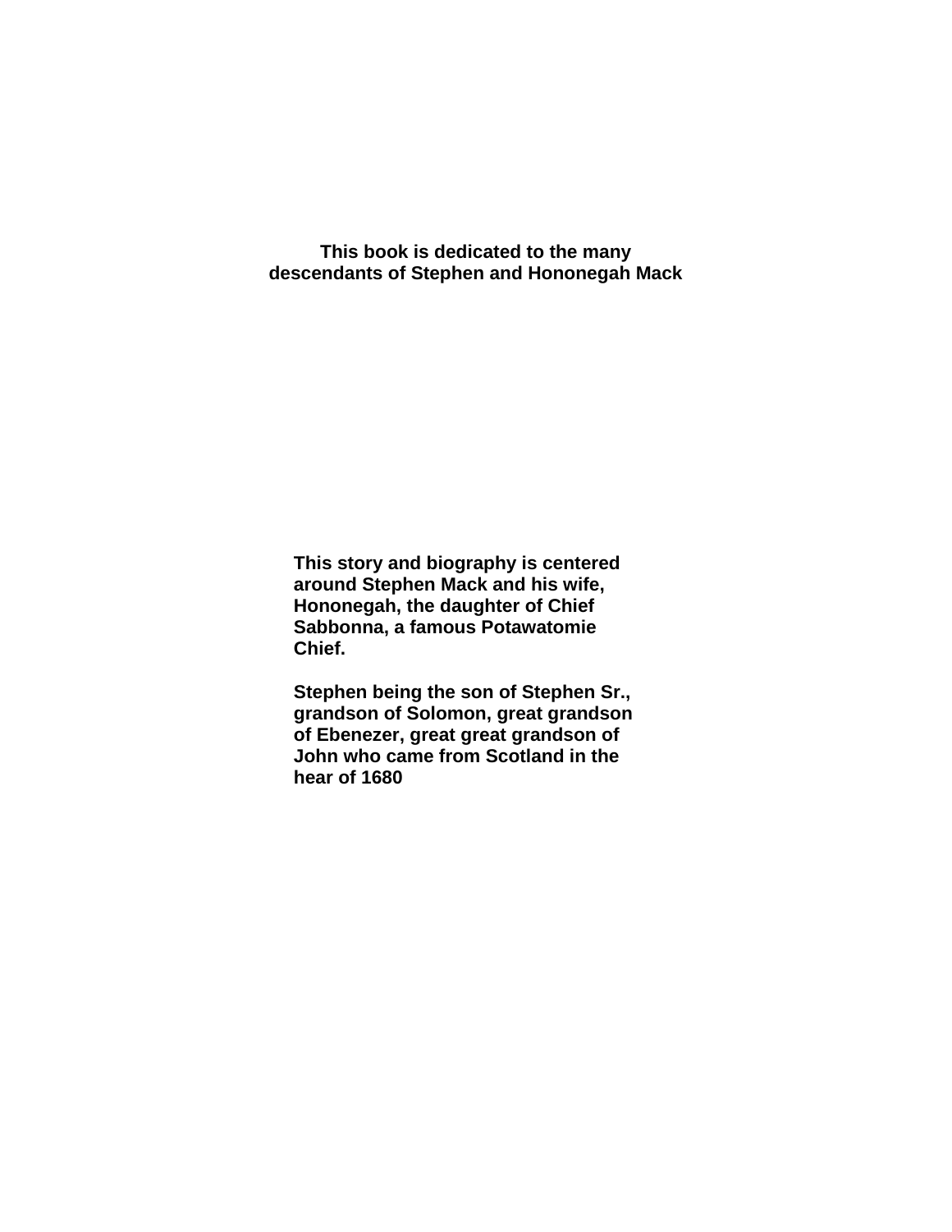**This book is dedicated to the many descendants of Stephen and Hononegah Mack**

**This story and biography is centered around Stephen Mack and his wife, Hononegah, the daughter of Chief Sabbonna, a famous Potawatomie Chief.**

**Stephen being the son of Stephen Sr., grandson of Solomon, great grandson of Ebenezer, great great grandson of John who came from Scotland in the hear of 1680**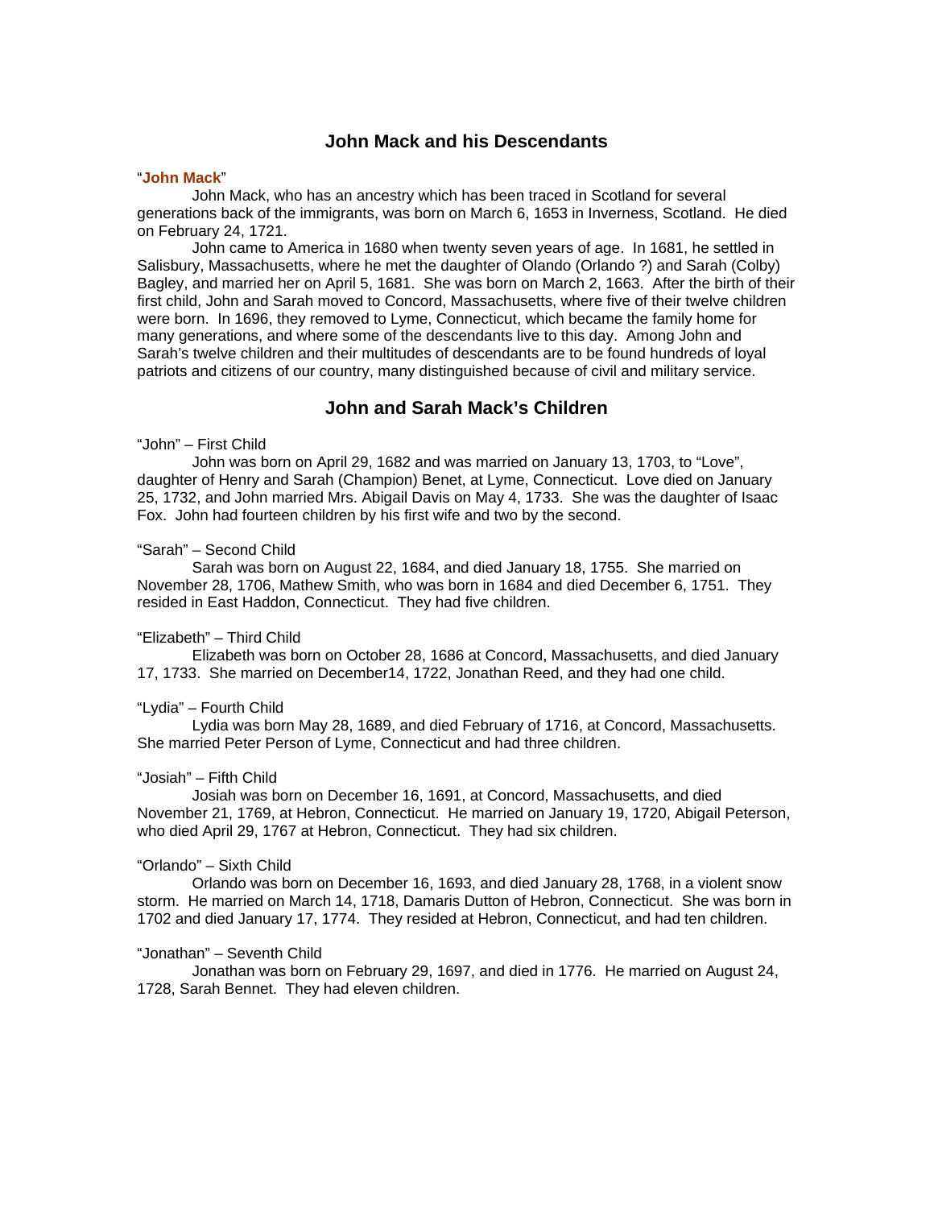## John Mack and his Descendants

"**John Mack**"

John Mack, who has an ancestry which has been traced in Scotland for several generations back of the immigrants, was born on March 6, 1653 in Inverness, Scotland. He died on February 24, 1721.

John came to America in 1680 when twenty seven years of age. In 1681, he settled in Salisbury, Massachusetts, where he met the daughter of Olando (Orlando ?) and Sarah (Colby) Bagley, and married her on April 5, 1681. She was born on March 2, 1663. After the birth of their first child, John and Sarah moved to Concord, Massachusetts, where five of their twelve children were born. In 1696, they removed to Lyme, Connecticut, which became the family home for many generations, and where some of the descendants live to this day. Among John and Sarah's twelve children and their multitudes of descendants are to be found hundreds of loyal patriots and citizens of our country, many distinguished because of civil and military service.

## John and Sarah Mack's Children

"John" – First Child

John was born on April 29, 1682 and was married on January 13, 1703, to "Love", daughter of Henry and Sarah (Champion) Benet, at Lyme, Connecticut. Love died on January 25, 1732, and John married Mrs. Abigail Davis on May 4, 1733. She was the daughter of Isaac Fox. John had fourteen children by his first wife and two by the second.

"Sarah" – Second Child

Sarah was born on August 22, 1684, and died January 18, 1755. She married on November 28, 1706, Mathew Smith, who was born in 1684 and died December 6, 1751. They resided in East Haddon, Connecticut. They had five children.

"Elizabeth" – Third Child

Elizabeth was born on October 28, 1686 at Concord, Massachusetts, and died January 17, 1733. She married on December14, 1722, Jonathan Reed, and they had one child.

"Lydia" – Fourth Child

Lydia was born May 28, 1689, and died February of 1716, at Concord, Massachusetts. She married Peter Person of Lyme, Connecticut and had three children.

"Josiah" – Fifth Child

Josiah was born on December 16, 1691, at Concord, Massachusetts, and died November 21, 1769, at Hebron, Connecticut. He married on January 19, 1720, Abigail Peterson, who died April 29, 1767 at Hebron, Connecticut. They had six children.

"Orlando" – Sixth Child

Orlando was born on December 16, 1693, and died January 28, 1768, in a violent snow storm. He married on March 14, 1718, Damaris Dutton of Hebron, Connecticut. She was born in 1702 and died January 17, 1774. They resided at Hebron, Connecticut, and had ten children.

"Jonathan" – Seventh Child

Jonathan was born on February 29, 1697, and died in 1776. He married on August 24, 1728, Sarah Bennet. They had eleven children.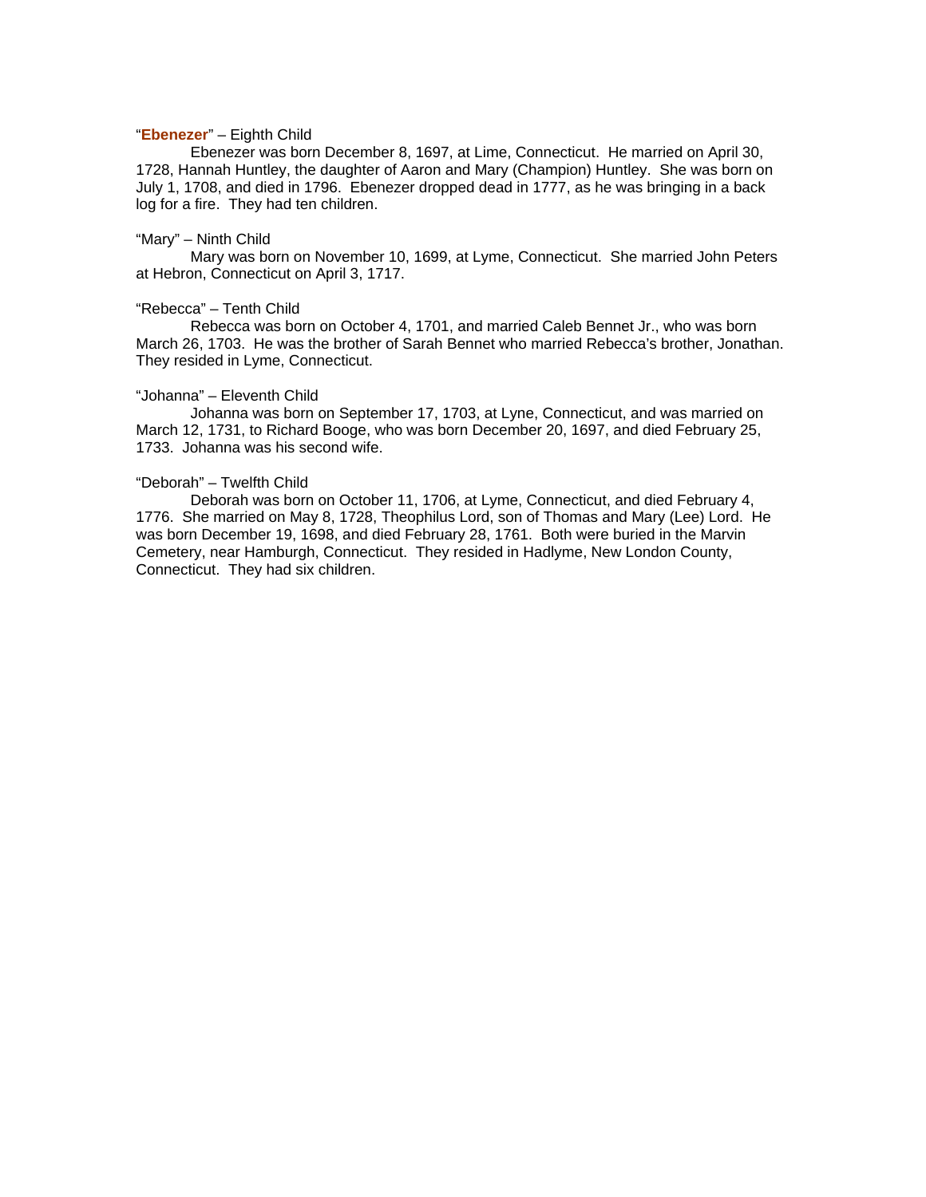"**Ebenezer**" – Eighth Child

Ebenezer was born December 8, 1697, at Lime, Connecticut. He married on April 30, 1728, Hannah Huntley, the daughter of Aaron and Mary (Champion) Huntley. She was born on July 1, 1708, and died in 1796. Ebenezer dropped dead in 1777, as he was bringing in a back log for a fire. They had ten children.

"Mary" – Ninth Child

Mary was born on November 10, 1699, at Lyme, Connecticut. She married John Peters at Hebron, Connecticut on April 3, 1717.

"Rebecca" – Tenth Child

Rebecca was born on October 4, 1701, and married Caleb Bennet Jr., who was born March 26, 1703. He was the brother of Sarah Bennet who married Rebecca's brother, Jonathan. They resided in Lyme, Connecticut.

"Johanna" – Eleventh Child

Johanna was born on September 17, 1703, at Lyne, Connecticut, and was married on March 12, 1731, to Richard Booge, who was born December 20, 1697, and died February 25, 1733. Johanna was his second wife.

"Deborah" – Twelfth Child

Deborah was born on October 11, 1706, at Lyme, Connecticut, and died February 4, 1776. She married on May 8, 1728, Theophilus Lord, son of Thomas and Mary (Lee) Lord. He was born December 19, 1698, and died February 28, 1761. Both were buried in the Marvin Cemetery, near Hamburgh, Connecticut. They resided in Hadlyme, New London County, Connecticut. They had six children.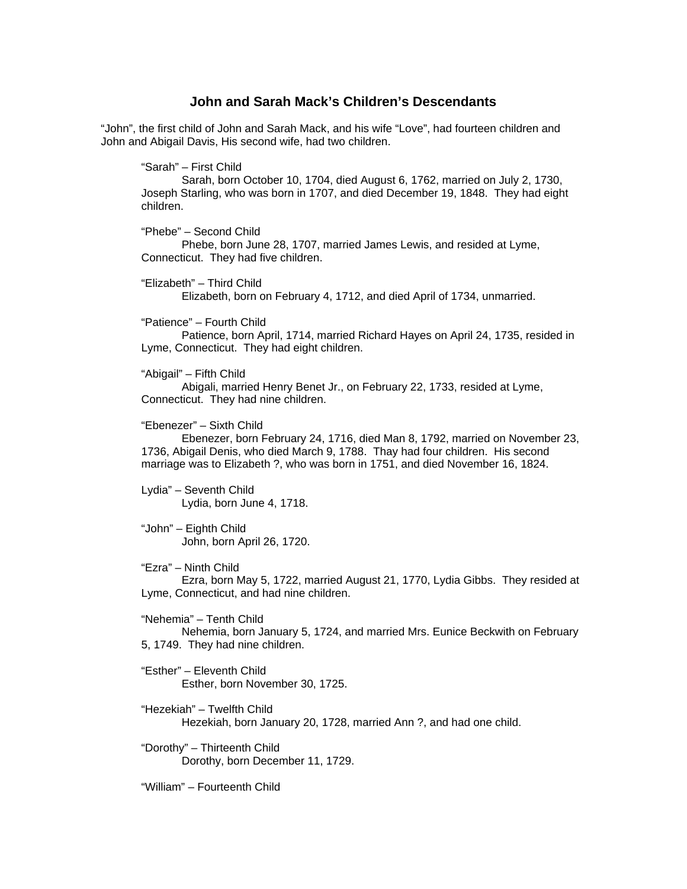## John and Sarah Mack's Children's Descendants

"John", the first child of John and Sarah Mack, and his wife "Love", had fourteen children and John and Abigail Davis, His second wife, had two children.

"Sarah" – First Child
Sarah, born October 10, 1704, died August 6, 1762, married on July 2, 1730, Joseph Starling, who was born in 1707, and died December 19, 1848. They had eight children.

"Phebe" – Second Child
Phebe, born June 28, 1707, married James Lewis, and resided at Lyme, Connecticut. They had five children.

"Elizabeth" – Third Child
Elizabeth, born on February 4, 1712, and died April of 1734, unmarried.

"Patience" – Fourth Child
Patience, born April, 1714, married Richard Hayes on April 24, 1735, resided in Lyme, Connecticut. They had eight children.

"Abigail" – Fifth Child
Abigali, married Henry Benet Jr., on February 22, 1733, resided at Lyme, Connecticut. They had nine children.

"Ebenezer" – Sixth Child
Ebenezer, born February 24, 1716, died Man 8, 1792, married on November 23, 1736, Abigail Denis, who died March 9, 1788. Thay had four children. His second marriage was to Elizabeth ?, who was born in 1751, and died November 16, 1824.

Lydia" – Seventh Child
Lydia, born June 4, 1718.

"John" – Eighth Child
John, born April 26, 1720.

"Ezra" – Ninth Child
Ezra, born May 5, 1722, married August 21, 1770, Lydia Gibbs. They resided at Lyme, Connecticut, and had nine children.

"Nehemia" – Tenth Child
Nehemia, born January 5, 1724, and married Mrs. Eunice Beckwith on February 5, 1749. They had nine children.

"Esther" – Eleventh Child
Esther, born November 30, 1725.

"Hezekiah" – Twelfth Child
Hezekiah, born January 20, 1728, married Ann ?, and had one child.

"Dorothy" – Thirteenth Child
Dorothy, born December 11, 1729.

"William" – Fourteenth Child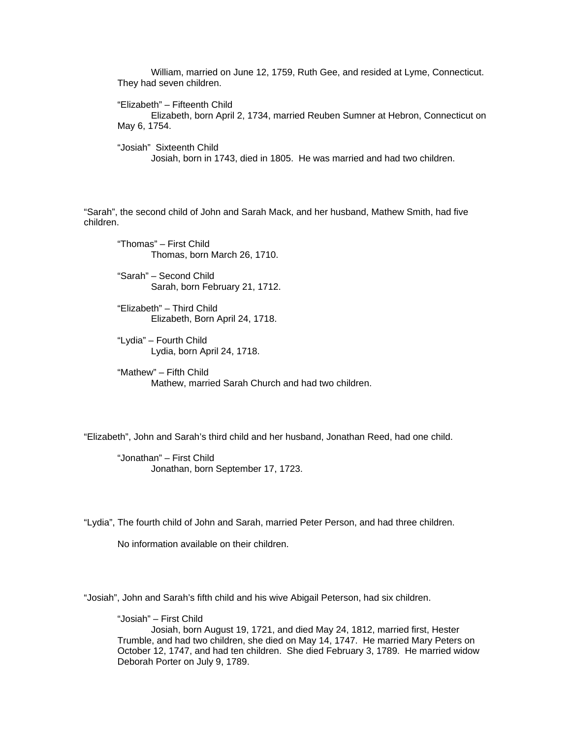William, married on June 12, 1759, Ruth Gee, and resided at Lyme, Connecticut. They had seven children.

"Elizabeth" – Fifteenth Child

Elizabeth, born April 2, 1734, married Reuben Sumner at Hebron, Connecticut on May 6, 1754.

"Josiah" Sixteenth Child

Josiah, born in 1743, died in 1805. He was married and had two children.

"Sarah", the second child of John and Sarah Mack, and her husband, Mathew Smith, had five children.

"Thomas" – First Child

Thomas, born March 26, 1710.

"Sarah" – Second Child

Sarah, born February 21, 1712.

"Elizabeth" – Third Child

Elizabeth, Born April 24, 1718.

"Lydia" – Fourth Child

Lydia, born April 24, 1718.

"Mathew" – Fifth Child

Mathew, married Sarah Church and had two children.

"Elizabeth", John and Sarah's third child and her husband, Jonathan Reed, had one child.

"Jonathan" – First Child

Jonathan, born September 17, 1723.

"Lydia", The fourth child of John and Sarah, married Peter Person, and had three children.

No information available on their children.

"Josiah", John and Sarah's fifth child and his wive Abigail Peterson, had six children.

"Josiah" – First Child

Josiah, born August 19, 1721, and died May 24, 1812, married first, Hester Trumble, and had two children, she died on May 14, 1747. He married Mary Peters on October 12, 1747, and had ten children. She died February 3, 1789. He married widow Deborah Porter on July 9, 1789.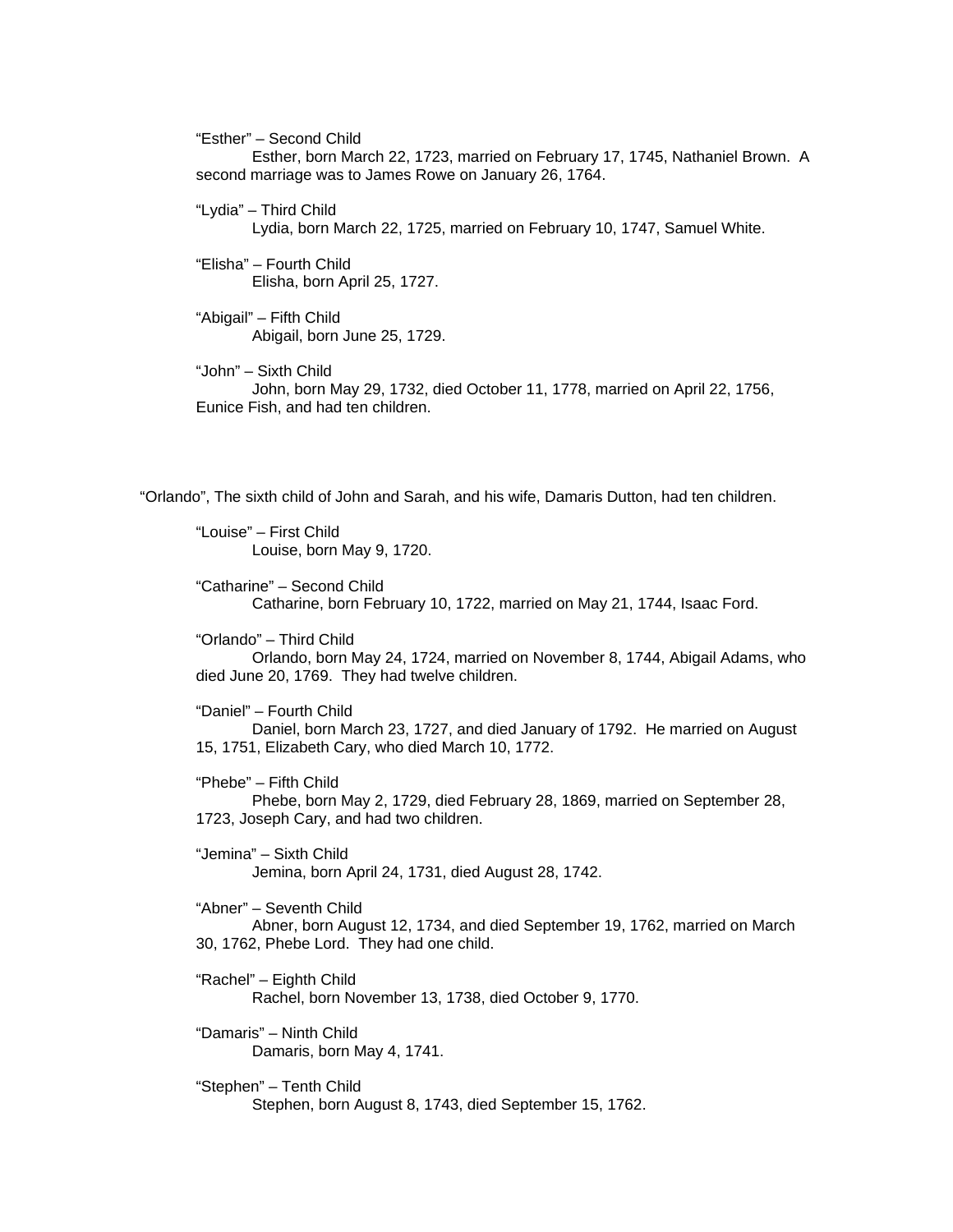"Esther" – Second Child

Esther, born March 22, 1723, married on February 17, 1745, Nathaniel Brown. A second marriage was to James Rowe on January 26, 1764.

"Lydia" – Third Child

Lydia, born March 22, 1725, married on February 10, 1747, Samuel White.

"Elisha" – Fourth Child

Elisha, born April 25, 1727.

"Abigail" – Fifth Child

Abigail, born June 25, 1729.

"John" – Sixth Child

John, born May 29, 1732, died October 11, 1778, married on April 22, 1756, Eunice Fish, and had ten children.

"Orlando", The sixth child of John and Sarah, and his wife, Damaris Dutton, had ten children.

"Louise" – First Child

Louise, born May 9, 1720.

"Catharine" – Second Child

Catharine, born February 10, 1722, married on May 21, 1744, Isaac Ford.

"Orlando" – Third Child

Orlando, born May 24, 1724, married on November 8, 1744, Abigail Adams, who died June 20, 1769. They had twelve children.

"Daniel" – Fourth Child

Daniel, born March 23, 1727, and died January of 1792. He married on August 15, 1751, Elizabeth Cary, who died March 10, 1772.

"Phebe" – Fifth Child

Phebe, born May 2, 1729, died February 28, 1869, married on September 28, 1723, Joseph Cary, and had two children.

"Jemina" – Sixth Child

Jemina, born April 24, 1731, died August 28, 1742.

"Abner" – Seventh Child

Abner, born August 12, 1734, and died September 19, 1762, married on March 30, 1762, Phebe Lord. They had one child.

"Rachel" – Eighth Child

Rachel, born November 13, 1738, died October 9, 1770.

"Damaris" – Ninth Child

Damaris, born May 4, 1741.

"Stephen" – Tenth Child

Stephen, born August 8, 1743, died September 15, 1762.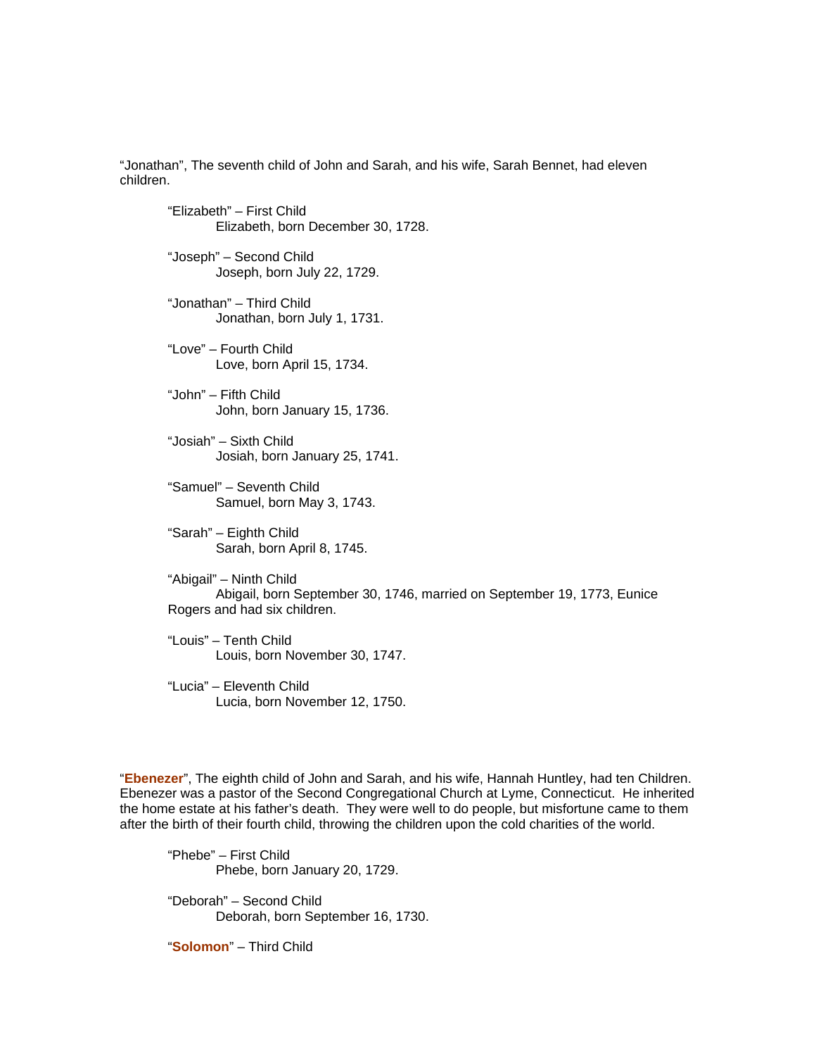“Jonathan”, The seventh child of John and Sarah, and his wife, Sarah Bennet, had eleven children.

“Elizabeth” – First Child
Elizabeth, born December 30, 1728.

“Joseph” – Second Child
Joseph, born July 22, 1729.

“Jonathan” – Third Child
Jonathan, born July 1, 1731.

“Love” – Fourth Child
Love, born April 15, 1734.

“John” – Fifth Child
John, born January 15, 1736.

“Josiah” – Sixth Child
Josiah, born January 25, 1741.

“Samuel” – Seventh Child
Samuel, born May 3, 1743.

“Sarah” – Eighth Child
Sarah, born April 8, 1745.

“Abigail” – Ninth Child
Abigail, born September 30, 1746, married on September 19, 1773, Eunice Rogers and had six children.

“Louis” – Tenth Child
Louis, born November 30, 1747.

“Lucia” – Eleventh Child
Lucia, born November 12, 1750.

“**Ebenezer**”, The eighth child of John and Sarah, and his wife, Hannah Huntley, had ten Children. Ebenezer was a pastor of the Second Congregational Church at Lyme, Connecticut. He inherited the home estate at his father’s death. They were well to do people, but misfortune came to them after the birth of their fourth child, throwing the children upon the cold charities of the world.

“Phebe” – First Child
Phebe, born January 20, 1729.

“Deborah” – Second Child
Deborah, born September 16, 1730.

“**Solomon**” – Third Child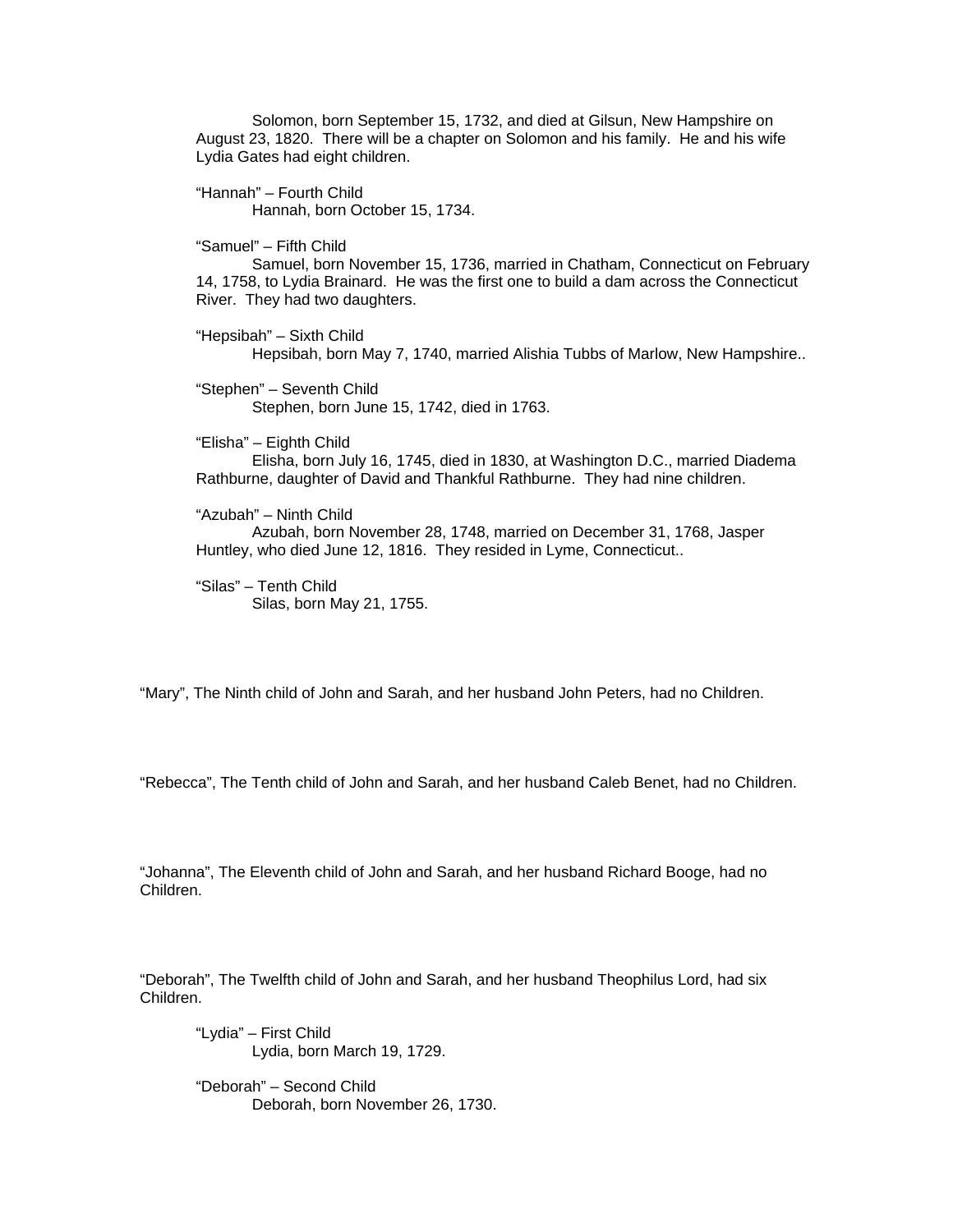Solomon, born September 15, 1732, and died at Gilsun, New Hampshire on August 23, 1820. There will be a chapter on Solomon and his family. He and his wife Lydia Gates had eight children.

"Hannah" – Fourth Child

Hannah, born October 15, 1734.

"Samuel" – Fifth Child

Samuel, born November 15, 1736, married in Chatham, Connecticut on February 14, 1758, to Lydia Brainard. He was the first one to build a dam across the Connecticut River. They had two daughters.

"Hepsibah" – Sixth Child

Hepsibah, born May 7, 1740, married Alishia Tubbs of Marlow, New Hampshire..

"Stephen" – Seventh Child

Stephen, born June 15, 1742, died in 1763.

"Elisha" – Eighth Child

Elisha, born July 16, 1745, died in 1830, at Washington D.C., married Diadema Rathburne, daughter of David and Thankful Rathburne. They had nine children.

"Azubah" – Ninth Child

Azubah, born November 28, 1748, married on December 31, 1768, Jasper Huntley, who died June 12, 1816. They resided in Lyme, Connecticut..

"Silas" – Tenth Child

Silas, born May 21, 1755.

"Mary", The Ninth child of John and Sarah, and her husband John Peters, had no Children.

"Rebecca", The Tenth child of John and Sarah, and her husband Caleb Benet, had no Children.

"Johanna", The Eleventh child of John and Sarah, and her husband Richard Booge, had no Children.

"Deborah", The Twelfth child of John and Sarah, and her husband Theophilus Lord, had six Children.

"Lydia" – First Child

Lydia, born March 19, 1729.

"Deborah" – Second Child

Deborah, born November 26, 1730.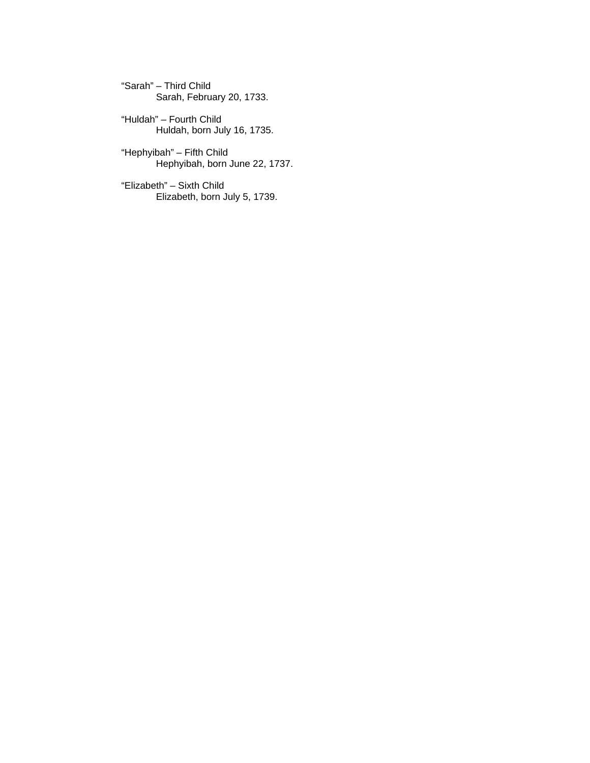"Sarah" – Third Child

Sarah, February 20, 1733.

"Huldah" – Fourth Child

Huldah, born July 16, 1735.

"Hephyibah" – Fifth Child

Hephyibah, born June 22, 1737.

"Elizabeth" – Sixth Child

Elizabeth, born July 5, 1739.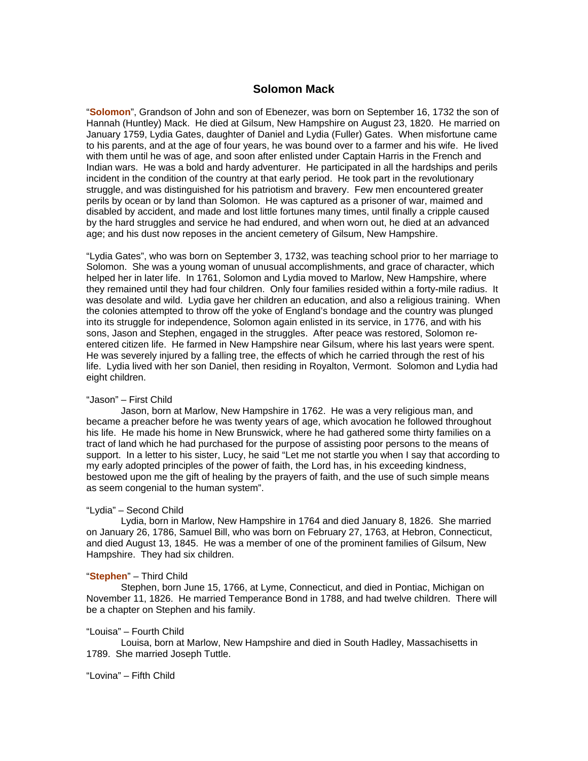## Solomon Mack

"**Solomon**", Grandson of John and son of Ebenezer, was born on September 16, 1732 the son of Hannah (Huntley) Mack. He died at Gilsum, New Hampshire on August 23, 1820. He married on January 1759, Lydia Gates, daughter of Daniel and Lydia (Fuller) Gates. When misfortune came to his parents, and at the age of four years, he was bound over to a farmer and his wife. He lived with them until he was of age, and soon after enlisted under Captain Harris in the French and Indian wars. He was a bold and hardy adventurer. He participated in all the hardships and perils incident in the condition of the country at that early period. He took part in the revolutionary struggle, and was distinguished for his patriotism and bravery. Few men encountered greater perils by ocean or by land than Solomon. He was captured as a prisoner of war, maimed and disabled by accident, and made and lost little fortunes many times, until finally a cripple caused by the hard struggles and service he had endured, and when worn out, he died at an advanced age; and his dust now reposes in the ancient cemetery of Gilsum, New Hampshire.

"Lydia Gates", who was born on September 3, 1732, was teaching school prior to her marriage to Solomon. She was a young woman of unusual accomplishments, and grace of character, which helped her in later life. In 1761, Solomon and Lydia moved to Marlow, New Hampshire, where they remained until they had four children. Only four families resided within a forty-mile radius. It was desolate and wild. Lydia gave her children an education, and also a religious training. When the colonies attempted to throw off the yoke of England's bondage and the country was plunged into its struggle for independence, Solomon again enlisted in its service, in 1776, and with his sons, Jason and Stephen, engaged in the struggles. After peace was restored, Solomon re-entered citizen life. He farmed in New Hampshire near Gilsum, where his last years were spent. He was severely injured by a falling tree, the effects of which he carried through the rest of his life. Lydia lived with her son Daniel, then residing in Royalton, Vermont. Solomon and Lydia had eight children.

"Jason" – First Child

Jason, born at Marlow, New Hampshire in 1762. He was a very religious man, and became a preacher before he was twenty years of age, which avocation he followed throughout his life. He made his home in New Brunswick, where he had gathered some thirty families on a tract of land which he had purchased for the purpose of assisting poor persons to the means of support. In a letter to his sister, Lucy, he said "Let me not startle you when I say that according to my early adopted principles of the power of faith, the Lord has, in his exceeding kindness, bestowed upon me the gift of healing by the prayers of faith, and the use of such simple means as seem congenial to the human system".

"Lydia" – Second Child

Lydia, born in Marlow, New Hampshire in 1764 and died January 8, 1826. She married on January 26, 1786, Samuel Bill, who was born on February 27, 1763, at Hebron, Connecticut, and died August 13, 1845. He was a member of one of the prominent families of Gilsum, New Hampshire. They had six children.

"**Stephen**" – Third Child

Stephen, born June 15, 1766, at Lyme, Connecticut, and died in Pontiac, Michigan on November 11, 1826. He married Temperance Bond in 1788, and had twelve children. There will be a chapter on Stephen and his family.

"Louisa" – Fourth Child

Louisa, born at Marlow, New Hampshire and died in South Hadley, Massachisetts in 1789. She married Joseph Tuttle.

"Lovina" – Fifth Child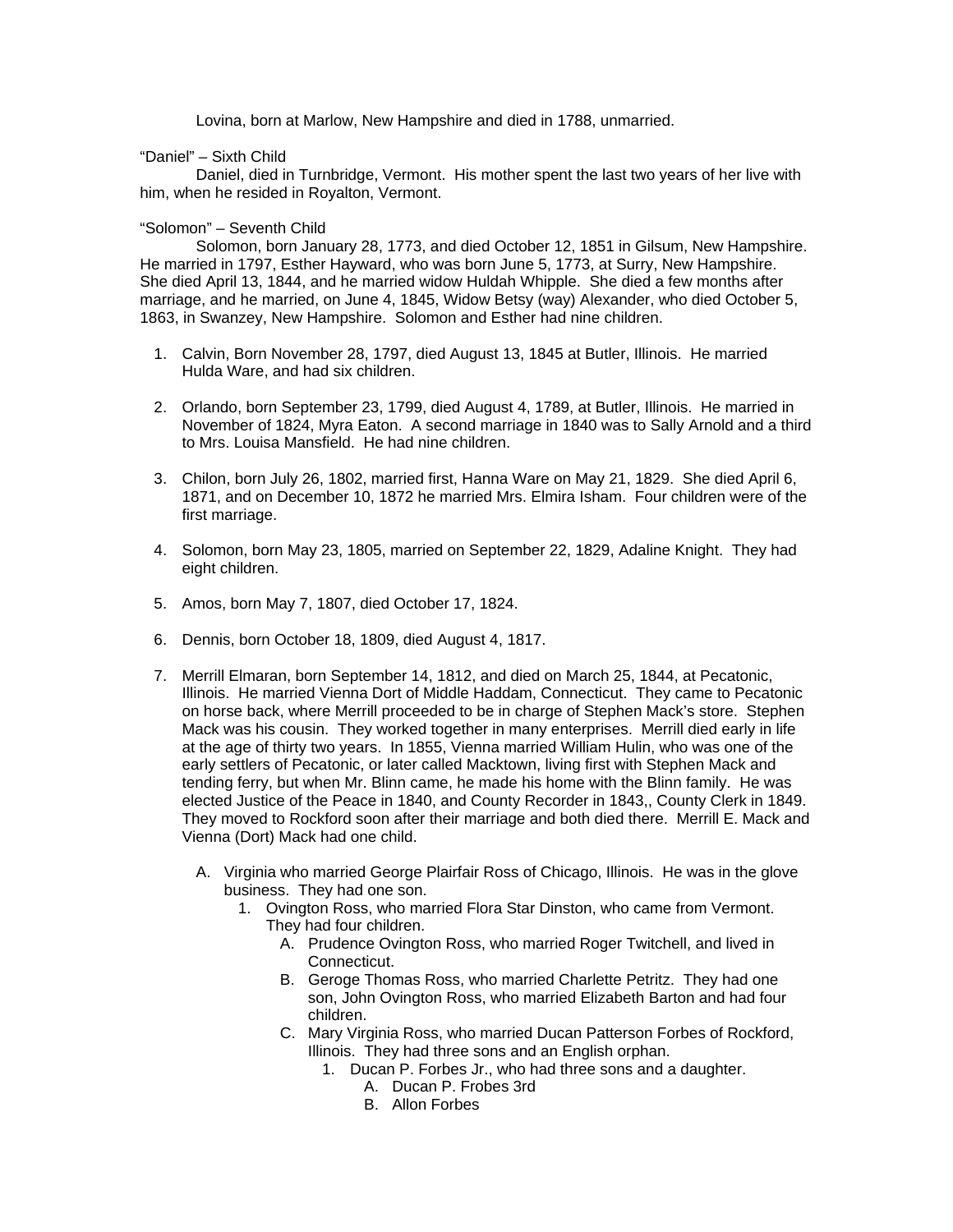Lovina, born at Marlow, New Hampshire and died in 1788, unmarried.

"Daniel" – Sixth Child

Daniel, died in Turnbridge, Vermont. His mother spent the last two years of her live with him, when he resided in Royalton, Vermont.

"Solomon" – Seventh Child

Solomon, born January 28, 1773, and died October 12, 1851 in Gilsum, New Hampshire. He married in 1797, Esther Hayward, who was born June 5, 1773, at Surry, New Hampshire. She died April 13, 1844, and he married widow Huldah Whipple. She died a few months after marriage, and he married, on June 4, 1845, Widow Betsy (way) Alexander, who died October 5, 1863, in Swanzey, New Hampshire. Solomon and Esther had nine children.

1. Calvin, Born November 28, 1797, died August 13, 1845 at Butler, Illinois. He married Hulda Ware, and had six children.

2. Orlando, born September 23, 1799, died August 4, 1789, at Butler, Illinois. He married in November of 1824, Myra Eaton. A second marriage in 1840 was to Sally Arnold and a third to Mrs. Louisa Mansfield. He had nine children.

3. Chilon, born July 26, 1802, married first, Hanna Ware on May 21, 1829. She died April 6, 1871, and on December 10, 1872 he married Mrs. Elmira Isham. Four children were of the first marriage.

4. Solomon, born May 23, 1805, married on September 22, 1829, Adaline Knight. They had eight children.

5. Amos, born May 7, 1807, died October 17, 1824.

6. Dennis, born October 18, 1809, died August 4, 1817.

7. Merrill Elmaran, born September 14, 1812, and died on March 25, 1844, at Pecatonic, Illinois. He married Vienna Dort of Middle Haddam, Connecticut. They came to Pecatonic on horse back, where Merrill proceeded to be in charge of Stephen Mack's store. Stephen Mack was his cousin. They worked together in many enterprises. Merrill died early in life at the age of thirty two years. In 1855, Vienna married William Hulin, who was one of the early settlers of Pecatonic, or later called Macktown, living first with Stephen Mack and tending ferry, but when Mr. Blinn came, he made his home with the Blinn family. He was elected Justice of the Peace in 1840, and County Recorder in 1843,, County Clerk in 1849. They moved to Rockford soon after their marriage and both died there. Merrill E. Mack and Vienna (Dort) Mack had one child.

    A. Virginia who married George Plairfair Ross of Chicago, Illinois. He was in the glove business. They had one son.
        1. Ovington Ross, who married Flora Star Dinston, who came from Vermont. They had four children.
            A. Prudence Ovington Ross, who married Roger Twitchell, and lived in Connecticut.
            B. Geroge Thomas Ross, who married Charlette Petritz. They had one son, John Ovington Ross, who married Elizabeth Barton and had four children.
            C. Mary Virginia Ross, who married Ducan Patterson Forbes of Rockford, Illinois. They had three sons and an English orphan.
                1. Ducan P. Forbes Jr., who had three sons and a daughter.
                    A. Ducan P. Frobes 3rd
                    B. Allon Forbes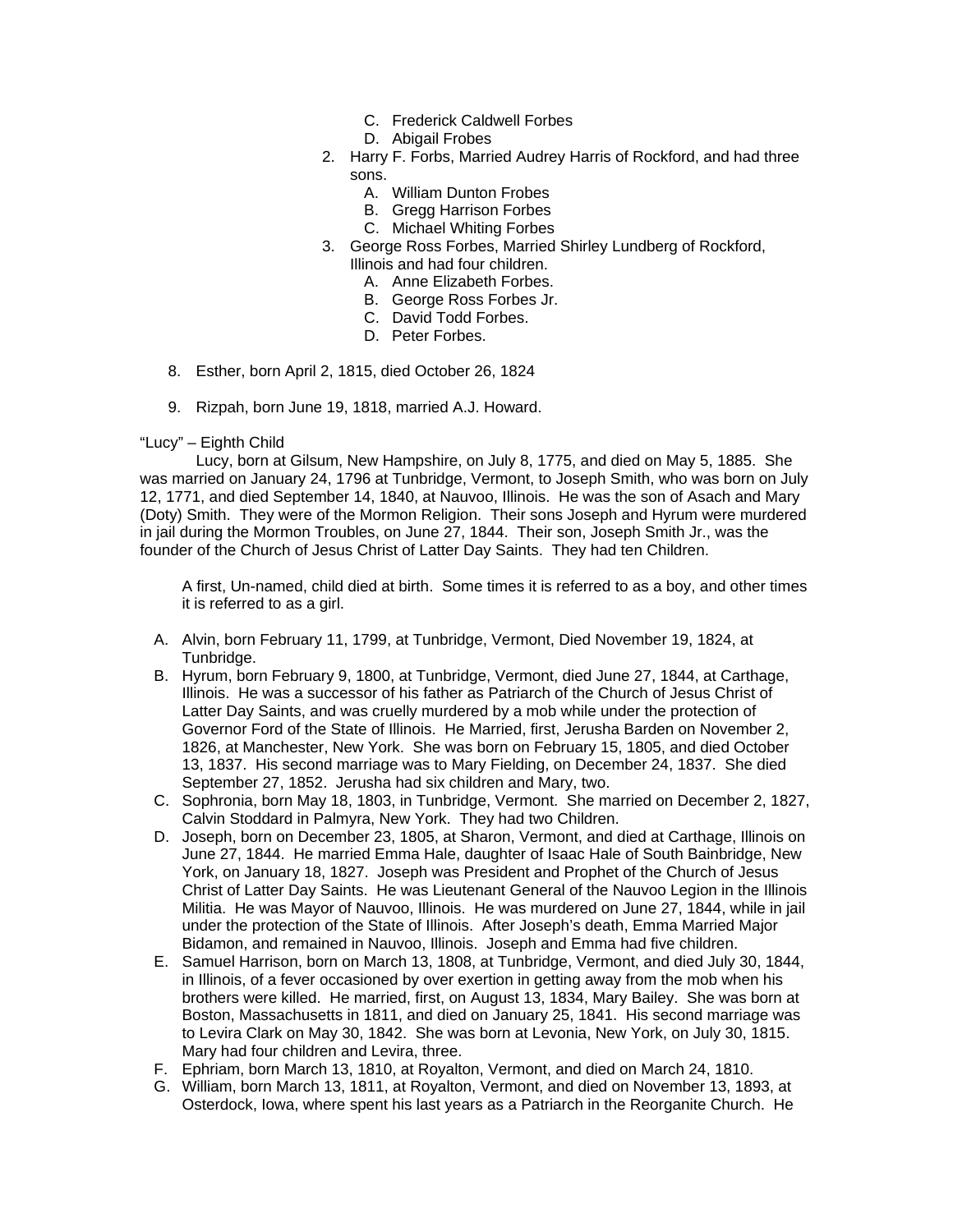C. Frederick Caldwell Forbes
   D. Abigail Frobes

2. Harry F. Forbs, Married Audrey Harris of Rockford, and had three sons.
   A. William Dunton Frobes
   B. Gregg Harrison Forbes
   C. Michael Whiting Forbes
3. George Ross Forbes, Married Shirley Lundberg of Rockford, Illinois and had four children.
   A. Anne Elizabeth Forbes.
   B. George Ross Forbes Jr.
   C. David Todd Forbes.
   D. Peter Forbes.

8. Esther, born April 2, 1815, died October 26, 1824

9. Rizpah, born June 19, 1818, married A.J. Howard.

"Lucy" – Eighth Child

Lucy, born at Gilsum, New Hampshire, on July 8, 1775, and died on May 5, 1885. She was married on January 24, 1796 at Tunbridge, Vermont, to Joseph Smith, who was born on July 12, 1771, and died September 14, 1840, at Nauvoo, Illinois. He was the son of Asach and Mary (Doty) Smith. They were of the Mormon Religion. Their sons Joseph and Hyrum were murdered in jail during the Mormon Troubles, on June 27, 1844. Their son, Joseph Smith Jr., was the founder of the Church of Jesus Christ of Latter Day Saints. They had ten Children.

A first, Un-named, child died at birth. Some times it is referred to as a boy, and other times it is referred to as a girl.

A. Alvin, born February 11, 1799, at Tunbridge, Vermont, Died November 19, 1824, at Tunbridge.
B. Hyrum, born February 9, 1800, at Tunbridge, Vermont, died June 27, 1844, at Carthage, Illinois. He was a successor of his father as Patriarch of the Church of Jesus Christ of Latter Day Saints, and was cruelly murdered by a mob while under the protection of Governor Ford of the State of Illinois. He Married, first, Jerusha Barden on November 2, 1826, at Manchester, New York. She was born on February 15, 1805, and died October 13, 1837. His second marriage was to Mary Fielding, on December 24, 1837. She died September 27, 1852. Jerusha had six children and Mary, two.
C. Sophronia, born May 18, 1803, in Tunbridge, Vermont. She married on December 2, 1827, Calvin Stoddard in Palmyra, New York. They had two Children.
D. Joseph, born on December 23, 1805, at Sharon, Vermont, and died at Carthage, Illinois on June 27, 1844. He married Emma Hale, daughter of Isaac Hale of South Bainbridge, New York, on January 18, 1827. Joseph was President and Prophet of the Church of Jesus Christ of Latter Day Saints. He was Lieutenant General of the Nauvoo Legion in the Illinois Militia. He was Mayor of Nauvoo, Illinois. He was murdered on June 27, 1844, while in jail under the protection of the State of Illinois. After Joseph's death, Emma Married Major Bidamon, and remained in Nauvoo, Illinois. Joseph and Emma had five children.
E. Samuel Harrison, born on March 13, 1808, at Tunbridge, Vermont, and died July 30, 1844, in Illinois, of a fever occasioned by over exertion in getting away from the mob when his brothers were killed. He married, first, on August 13, 1834, Mary Bailey. She was born at Boston, Massachusetts in 1811, and died on January 25, 1841. His second marriage was to Levira Clark on May 30, 1842. She was born at Levonia, New York, on July 30, 1815. Mary had four children and Levira, three.
F. Ephriam, born March 13, 1810, at Royalton, Vermont, and died on March 24, 1810.
G. William, born March 13, 1811, at Royalton, Vermont, and died on November 13, 1893, at Osterdock, Iowa, where spent his last years as a Patriarch in the Reorganite Church. He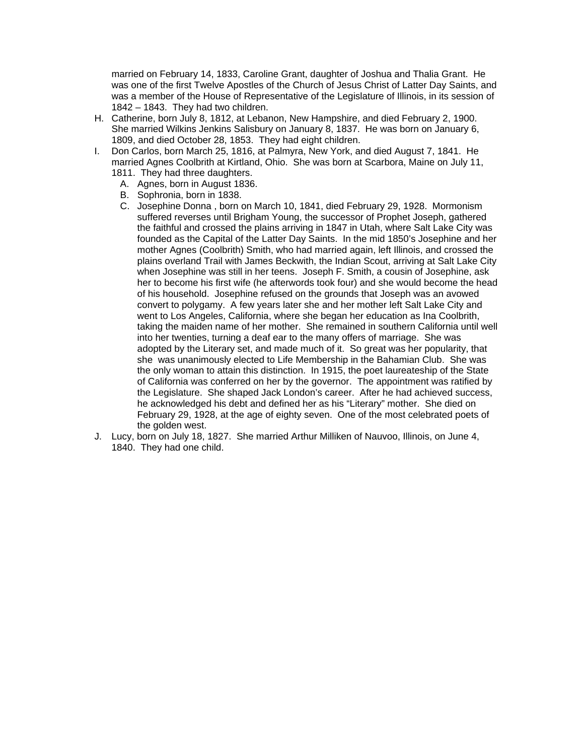married on February 14, 1833, Caroline Grant, daughter of Joshua and Thalia Grant. He was one of the first Twelve Apostles of the Church of Jesus Christ of Latter Day Saints, and was a member of the House of Representative of the Legislature of Illinois, in its session of 1842 – 1843. They had two children.

H. Catherine, born July 8, 1812, at Lebanon, New Hampshire, and died February 2, 1900. She married Wilkins Jenkins Salisbury on January 8, 1837. He was born on January 6, 1809, and died October 28, 1853. They had eight children.

I. Don Carlos, born March 25, 1816, at Palmyra, New York, and died August 7, 1841. He married Agnes Coolbrith at Kirtland, Ohio. She was born at Scarbora, Maine on July 11, 1811. They had three daughters.
   A. Agnes, born in August 1836.
   B. Sophronia, born in 1838.
   C. Josephine Donna , born on March 10, 1841, died February 29, 1928. Mormonism suffered reverses until Brigham Young, the successor of Prophet Joseph, gathered the faithful and crossed the plains arriving in 1847 in Utah, where Salt Lake City was founded as the Capital of the Latter Day Saints. In the mid 1850's Josephine and her mother Agnes (Coolbrith) Smith, who had married again, left Illinois, and crossed the plains overland Trail with James Beckwith, the Indian Scout, arriving at Salt Lake City when Josephine was still in her teens. Joseph F. Smith, a cousin of Josephine, ask her to become his first wife (he afterwords took four) and she would become the head of his household. Josephine refused on the grounds that Joseph was an avowed convert to polygamy. A few years later she and her mother left Salt Lake City and went to Los Angeles, California, where she began her education as Ina Coolbrith, taking the maiden name of her mother. She remained in southern California until well into her twenties, turning a deaf ear to the many offers of marriage. She was adopted by the Literary set, and made much of it. So great was her popularity, that she was unanimously elected to Life Membership in the Bahamian Club. She was the only woman to attain this distinction. In 1915, the poet laureateship of the State of California was conferred on her by the governor. The appointment was ratified by the Legislature. She shaped Jack London's career. After he had achieved success, he acknowledged his debt and defined her as his "Literary" mother. She died on February 29, 1928, at the age of eighty seven. One of the most celebrated poets of the golden west.

J. Lucy, born on July 18, 1827. She married Arthur Milliken of Nauvoo, Illinois, on June 4, 1840. They had one child.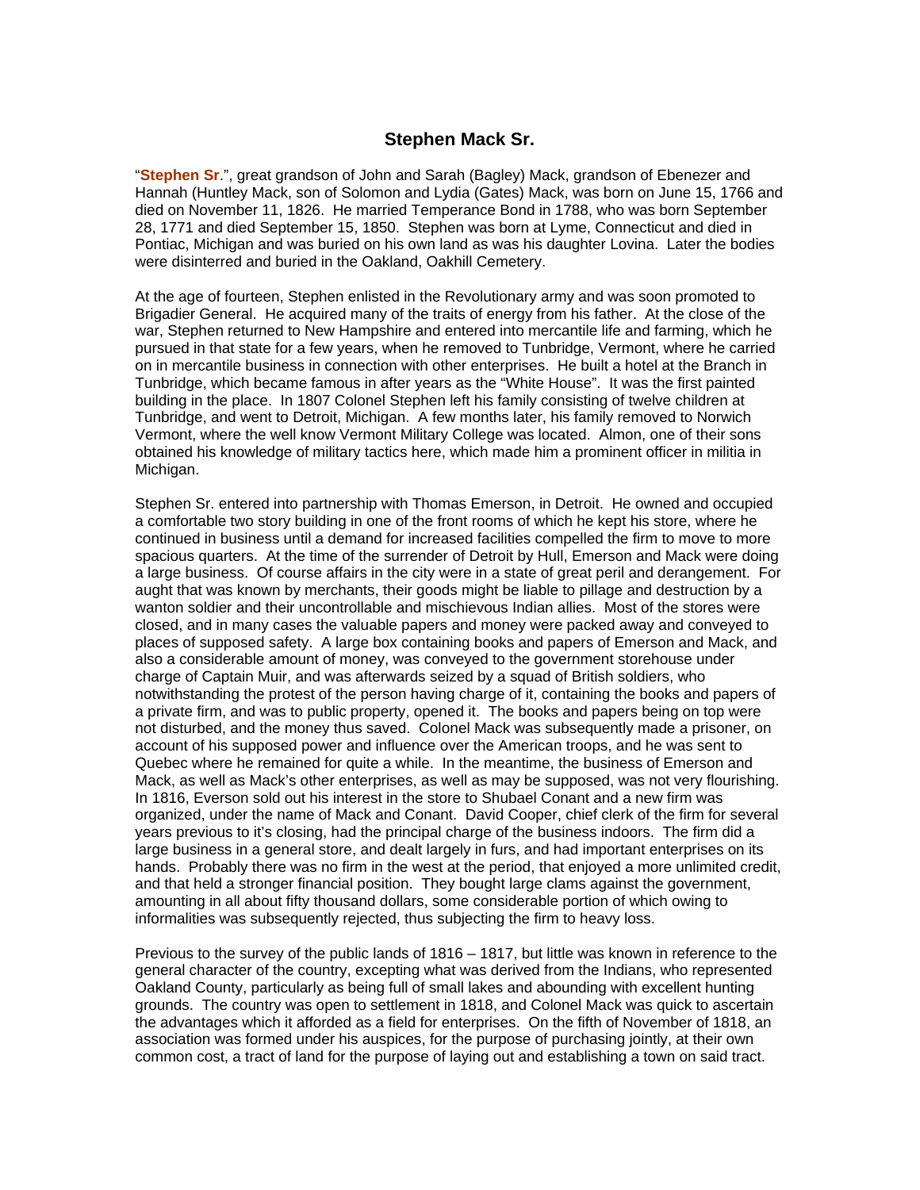## Stephen Mack Sr.

"**Stephen Sr**.", great grandson of John and Sarah (Bagley) Mack, grandson of Ebenezer and Hannah (Huntley Mack, son of Solomon and Lydia (Gates) Mack, was born on June 15, 1766 and died on November 11, 1826. He married Temperance Bond in 1788, who was born September 28, 1771 and died September 15, 1850. Stephen was born at Lyme, Connecticut and died in Pontiac, Michigan and was buried on his own land as was his daughter Lovina. Later the bodies were disinterred and buried in the Oakland, Oakhill Cemetery.

At the age of fourteen, Stephen enlisted in the Revolutionary army and was soon promoted to Brigadier General. He acquired many of the traits of energy from his father. At the close of the war, Stephen returned to New Hampshire and entered into mercantile life and farming, which he pursued in that state for a few years, when he removed to Tunbridge, Vermont, where he carried on in mercantile business in connection with other enterprises. He built a hotel at the Branch in Tunbridge, which became famous in after years as the "White House". It was the first painted building in the place. In 1807 Colonel Stephen left his family consisting of twelve children at Tunbridge, and went to Detroit, Michigan. A few months later, his family removed to Norwich Vermont, where the well know Vermont Military College was located. Almon, one of their sons obtained his knowledge of military tactics here, which made him a prominent officer in militia in Michigan.

Stephen Sr. entered into partnership with Thomas Emerson, in Detroit. He owned and occupied a comfortable two story building in one of the front rooms of which he kept his store, where he continued in business until a demand for increased facilities compelled the firm to move to more spacious quarters. At the time of the surrender of Detroit by Hull, Emerson and Mack were doing a large business. Of course affairs in the city were in a state of great peril and derangement. For aught that was known by merchants, their goods might be liable to pillage and destruction by a wanton soldier and their uncontrollable and mischievous Indian allies. Most of the stores were closed, and in many cases the valuable papers and money were packed away and conveyed to places of supposed safety. A large box containing books and papers of Emerson and Mack, and also a considerable amount of money, was conveyed to the government storehouse under charge of Captain Muir, and was afterwards seized by a squad of British soldiers, who notwithstanding the protest of the person having charge of it, containing the books and papers of a private firm, and was to public property, opened it. The books and papers being on top were not disturbed, and the money thus saved. Colonel Mack was subsequently made a prisoner, on account of his supposed power and influence over the American troops, and he was sent to Quebec where he remained for quite a while. In the meantime, the business of Emerson and Mack, as well as Mack's other enterprises, as well as may be supposed, was not very flourishing. In 1816, Everson sold out his interest in the store to Shubael Conant and a new firm was organized, under the name of Mack and Conant. David Cooper, chief clerk of the firm for several years previous to it's closing, had the principal charge of the business indoors. The firm did a large business in a general store, and dealt largely in furs, and had important enterprises on its hands. Probably there was no firm in the west at the period, that enjoyed a more unlimited credit, and that held a stronger financial position. They bought large clams against the government, amounting in all about fifty thousand dollars, some considerable portion of which owing to informalities was subsequently rejected, thus subjecting the firm to heavy loss.

Previous to the survey of the public lands of 1816 – 1817, but little was known in reference to the general character of the country, excepting what was derived from the Indians, who represented Oakland County, particularly as being full of small lakes and abounding with excellent hunting grounds. The country was open to settlement in 1818, and Colonel Mack was quick to ascertain the advantages which it afforded as a field for enterprises. On the fifth of November of 1818, an association was formed under his auspices, for the purpose of purchasing jointly, at their own common cost, a tract of land for the purpose of laying out and establishing a town on said tract.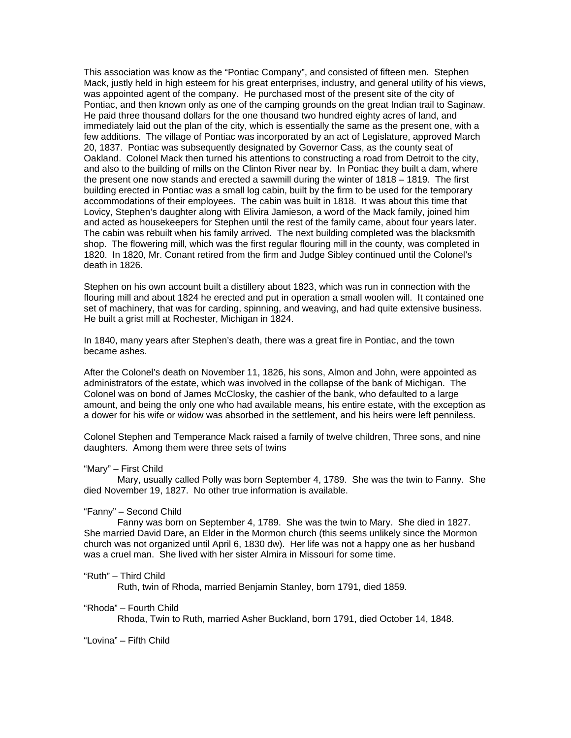This association was know as the "Pontiac Company", and consisted of fifteen men. Stephen Mack, justly held in high esteem for his great enterprises, industry, and general utility of his views, was appointed agent of the company. He purchased most of the present site of the city of Pontiac, and then known only as one of the camping grounds on the great Indian trail to Saginaw. He paid three thousand dollars for the one thousand two hundred eighty acres of land, and immediately laid out the plan of the city, which is essentially the same as the present one, with a few additions. The village of Pontiac was incorporated by an act of Legislature, approved March 20, 1837. Pontiac was subsequently designated by Governor Cass, as the county seat of Oakland. Colonel Mack then turned his attentions to constructing a road from Detroit to the city, and also to the building of mills on the Clinton River near by. In Pontiac they built a dam, where the present one now stands and erected a sawmill during the winter of 1818 – 1819. The first building erected in Pontiac was a small log cabin, built by the firm to be used for the temporary accommodations of their employees. The cabin was built in 1818. It was about this time that Lovicy, Stephen's daughter along with Elivira Jamieson, a word of the Mack family, joined him and acted as housekeepers for Stephen until the rest of the family came, about four years later. The cabin was rebuilt when his family arrived. The next building completed was the blacksmith shop. The flowering mill, which was the first regular flouring mill in the county, was completed in 1820. In 1820, Mr. Conant retired from the firm and Judge Sibley continued until the Colonel's death in 1826.

Stephen on his own account built a distillery about 1823, which was run in connection with the flouring mill and about 1824 he erected and put in operation a small woolen will. It contained one set of machinery, that was for carding, spinning, and weaving, and had quite extensive business. He built a grist mill at Rochester, Michigan in 1824.

In 1840, many years after Stephen's death, there was a great fire in Pontiac, and the town became ashes.

After the Colonel's death on November 11, 1826, his sons, Almon and John, were appointed as administrators of the estate, which was involved in the collapse of the bank of Michigan. The Colonel was on bond of James McClosky, the cashier of the bank, who defaulted to a large amount, and being the only one who had available means, his entire estate, with the exception as a dower for his wife or widow was absorbed in the settlement, and his heirs were left penniless.

Colonel Stephen and Temperance Mack raised a family of twelve children, Three sons, and nine daughters. Among them were three sets of twins

"Mary" – First Child

Mary, usually called Polly was born September 4, 1789. She was the twin to Fanny. She died November 19, 1827. No other true information is available.

"Fanny" – Second Child

Fanny was born on September 4, 1789. She was the twin to Mary. She died in 1827. She married David Dare, an Elder in the Mormon church (this seems unlikely since the Mormon church was not organized until April 6, 1830 dw). Her life was not a happy one as her husband was a cruel man. She lived with her sister Almira in Missouri for some time.

"Ruth" – Third Child

Ruth, twin of Rhoda, married Benjamin Stanley, born 1791, died 1859.

"Rhoda" – Fourth Child

Rhoda, Twin to Ruth, married Asher Buckland, born 1791, died October 14, 1848.

"Lovina" – Fifth Child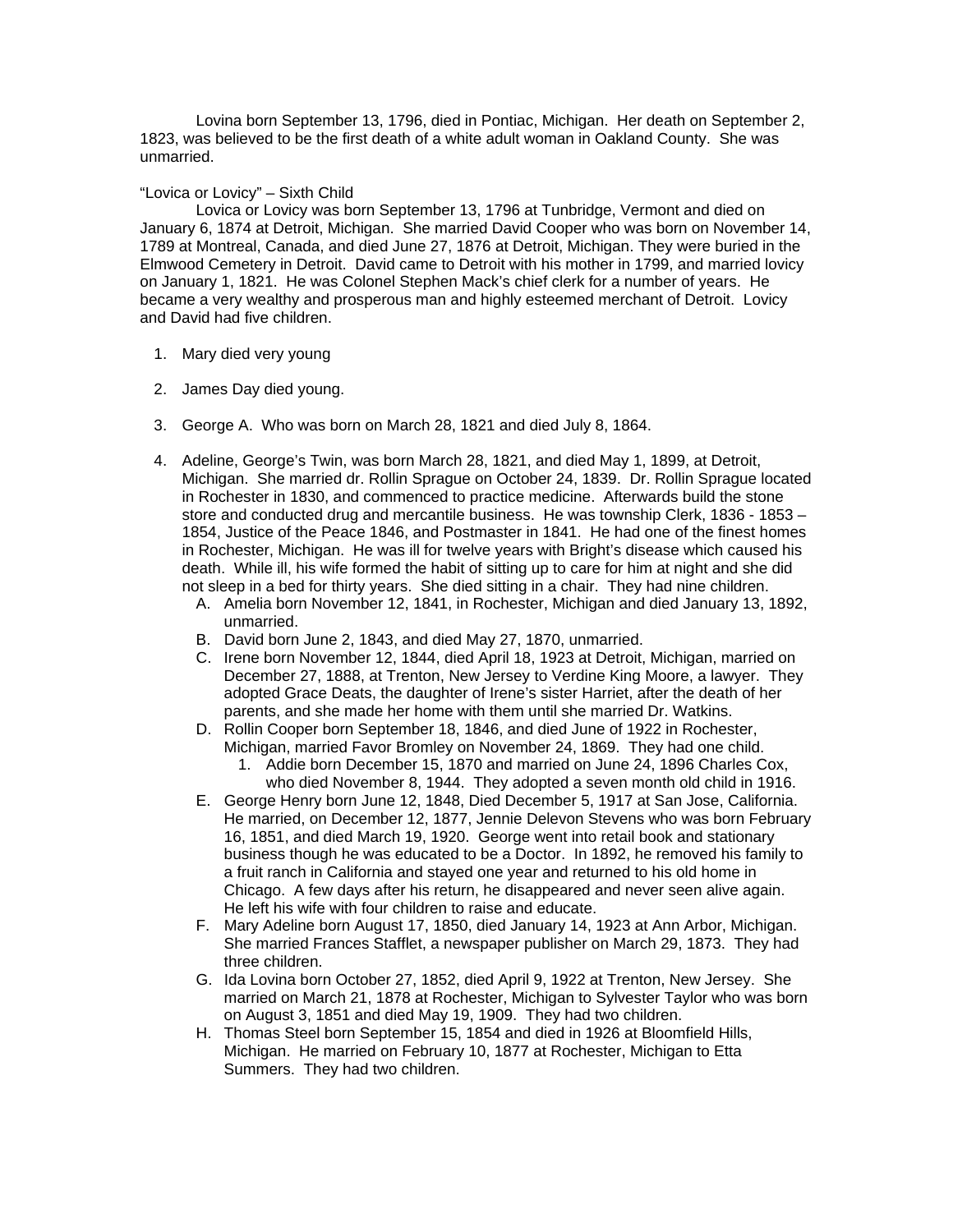Lovina born September 13, 1796, died in Pontiac, Michigan. Her death on September 2, 1823, was believed to be the first death of a white adult woman in Oakland County. She was unmarried.

"Lovica or Lovicy" – Sixth Child

Lovica or Lovicy was born September 13, 1796 at Tunbridge, Vermont and died on January 6, 1874 at Detroit, Michigan. She married David Cooper who was born on November 14, 1789 at Montreal, Canada, and died June 27, 1876 at Detroit, Michigan. They were buried in the Elmwood Cemetery in Detroit. David came to Detroit with his mother in 1799, and married lovicy on January 1, 1821. He was Colonel Stephen Mack's chief clerk for a number of years. He became a very wealthy and prosperous man and highly esteemed merchant of Detroit. Lovicy and David had five children.

1. Mary died very young
2. James Day died young.
3. George A. Who was born on March 28, 1821 and died July 8, 1864.
4. Adeline, George's Twin, was born March 28, 1821, and died May 1, 1899, at Detroit, Michigan. She married dr. Rollin Sprague on October 24, 1839. Dr. Rollin Sprague located in Rochester in 1830, and commenced to practice medicine. Afterwards build the stone store and conducted drug and mercantile business. He was township Clerk, 1836 - 1853 – 1854, Justice of the Peace 1846, and Postmaster in 1841. He had one of the finest homes in Rochester, Michigan. He was ill for twelve years with Bright's disease which caused his death. While ill, his wife formed the habit of sitting up to care for him at night and she did not sleep in a bed for thirty years. She died sitting in a chair. They had nine children.
   - A. Amelia born November 12, 1841, in Rochester, Michigan and died January 13, 1892, unmarried.
   - B. David born June 2, 1843, and died May 27, 1870, unmarried.
   - C. Irene born November 12, 1844, died April 18, 1923 at Detroit, Michigan, married on December 27, 1888, at Trenton, New Jersey to Verdine King Moore, a lawyer. They adopted Grace Deats, the daughter of Irene's sister Harriet, after the death of her parents, and she made her home with them until she married Dr. Watkins.
   - D. Rollin Cooper born September 18, 1846, and died June of 1922 in Rochester, Michigan, married Favor Bromley on November 24, 1869. They had one child.
     1. Addie born December 15, 1870 and married on June 24, 1896 Charles Cox, who died November 8, 1944. They adopted a seven month old child in 1916.
   - E. George Henry born June 12, 1848, Died December 5, 1917 at San Jose, California. He married, on December 12, 1877, Jennie Delevon Stevens who was born February 16, 1851, and died March 19, 1920. George went into retail book and stationary business though he was educated to be a Doctor. In 1892, he removed his family to a fruit ranch in California and stayed one year and returned to his old home in Chicago. A few days after his return, he disappeared and never seen alive again. He left his wife with four children to raise and educate.
   - F. Mary Adeline born August 17, 1850, died January 14, 1923 at Ann Arbor, Michigan. She married Frances Stafflet, a newspaper publisher on March 29, 1873. They had three children.
   - G. Ida Lovina born October 27, 1852, died April 9, 1922 at Trenton, New Jersey. She married on March 21, 1878 at Rochester, Michigan to Sylvester Taylor who was born on August 3, 1851 and died May 19, 1909. They had two children.
   - H. Thomas Steel born September 15, 1854 and died in 1926 at Bloomfield Hills, Michigan. He married on February 10, 1877 at Rochester, Michigan to Etta Summers. They had two children.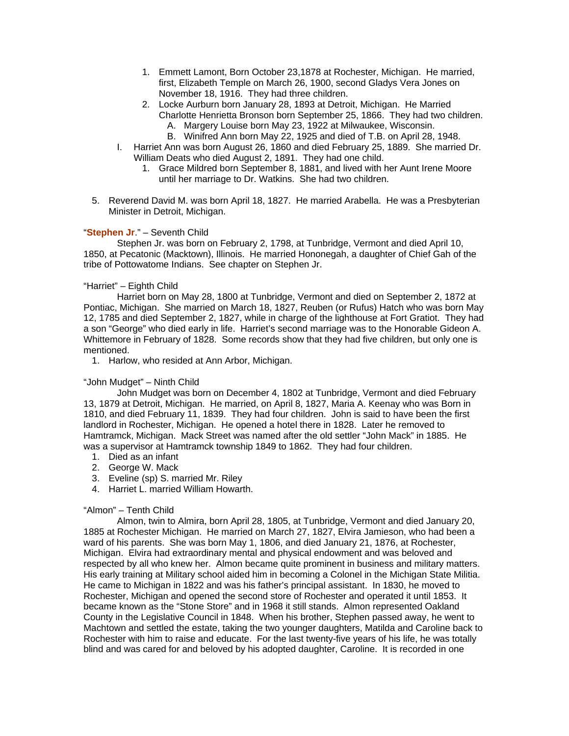1. Emmett Lamont, Born October 23,1878 at Rochester, Michigan. He married, first, Elizabeth Temple on March 26, 1900, second Gladys Vera Jones on November 18, 1916. They had three children.
2. Locke Aurburn born January 28, 1893 at Detroit, Michigan. He Married Charlotte Henrietta Bronson born September 25, 1866. They had two children.
   - A. Margery Louise born May 23, 1922 at Milwaukee, Wisconsin.
   - B. Winifred Ann born May 22, 1925 and died of T.B. on April 28, 1948.

I. Harriet Ann was born August 26, 1860 and died February 25, 1889. She married Dr. William Deats who died August 2, 1891. They had one child.

1. Grace Mildred born September 8, 1881, and lived with her Aunt Irene Moore until her marriage to Dr. Watkins. She had two children.

5. Reverend David M. was born April 18, 1827. He married Arabella. He was a Presbyterian Minister in Detroit, Michigan.

"**Stephen Jr**." – Seventh Child

Stephen Jr. was born on February 2, 1798, at Tunbridge, Vermont and died April 10, 1850, at Pecatonic (Macktown), Illinois. He married Hononegah, a daughter of Chief Gah of the tribe of Pottowatome Indians. See chapter on Stephen Jr.

"Harriet" – Eighth Child

Harriet born on May 28, 1800 at Tunbridge, Vermont and died on September 2, 1872 at Pontiac, Michigan. She married on March 18, 1827, Reuben (or Rufus) Hatch who was born May 12, 1785 and died September 2, 1827, while in charge of the lighthouse at Fort Gratiot. They had a son "George" who died early in life. Harriet's second marriage was to the Honorable Gideon A. Whittemore in February of 1828. Some records show that they had five children, but only one is mentioned.

1. Harlow, who resided at Ann Arbor, Michigan.

"John Mudget" – Ninth Child

John Mudget was born on December 4, 1802 at Tunbridge, Vermont and died February 13, 1879 at Detroit, Michigan. He married, on April 8, 1827, Maria A. Keenay who was Born in 1810, and died February 11, 1839. They had four children. John is said to have been the first landlord in Rochester, Michigan. He opened a hotel there in 1828. Later he removed to Hamtramck, Michigan. Mack Street was named after the old settler "John Mack" in 1885. He was a supervisor at Hamtramck township 1849 to 1862. They had four children.

1. Died as an infant
2. George W. Mack
3. Eveline (sp) S. married Mr. Riley
4. Harriet L. married William Howarth.

"Almon" – Tenth Child

Almon, twin to Almira, born April 28, 1805, at Tunbridge, Vermont and died January 20, 1885 at Rochester Michigan. He married on March 27, 1827, Elvira Jamieson, who had been a ward of his parents. She was born May 1, 1806, and died January 21, 1876, at Rochester, Michigan. Elvira had extraordinary mental and physical endowment and was beloved and respected by all who knew her. Almon became quite prominent in business and military matters. His early training at Military school aided him in becoming a Colonel in the Michigan State Militia. He came to Michigan in 1822 and was his father's principal assistant. In 1830, he moved to Rochester, Michigan and opened the second store of Rochester and operated it until 1853. It became known as the "Stone Store" and in 1968 it still stands. Almon represented Oakland County in the Legislative Council in 1848. When his brother, Stephen passed away, he went to Machtown and settled the estate, taking the two younger daughters, Matilda and Caroline back to Rochester with him to raise and educate. For the last twenty-five years of his life, he was totally blind and was cared for and beloved by his adopted daughter, Caroline. It is recorded in one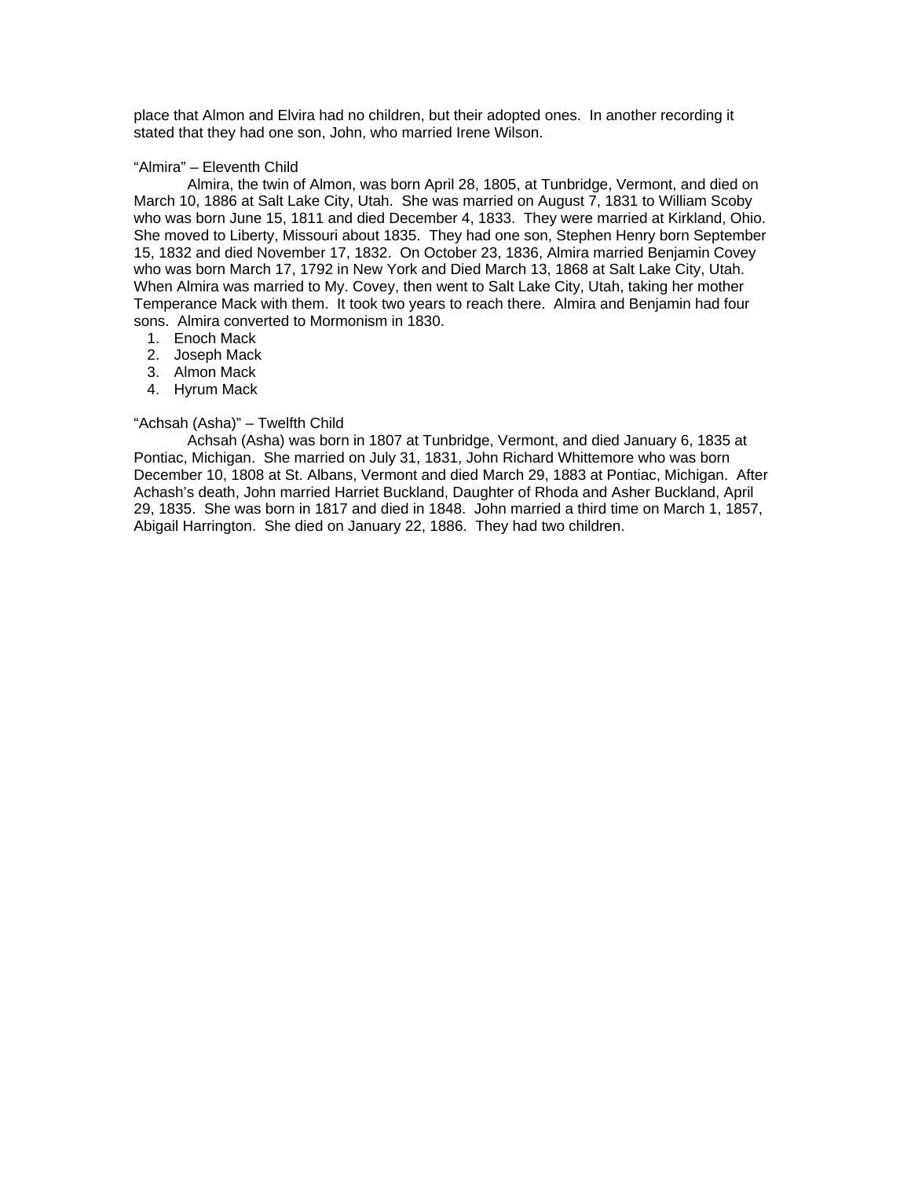place that Almon and Elvira had no children, but their adopted ones. In another recording it stated that they had one son, John, who married Irene Wilson.

"Almira" – Eleventh Child

Almira, the twin of Almon, was born April 28, 1805, at Tunbridge, Vermont, and died on March 10, 1886 at Salt Lake City, Utah. She was married on August 7, 1831 to William Scoby who was born June 15, 1811 and died December 4, 1833. They were married at Kirkland, Ohio. She moved to Liberty, Missouri about 1835. They had one son, Stephen Henry born September 15, 1832 and died November 17, 1832. On October 23, 1836, Almira married Benjamin Covey who was born March 17, 1792 in New York and Died March 13, 1868 at Salt Lake City, Utah. When Almira was married to My. Covey, then went to Salt Lake City, Utah, taking her mother Temperance Mack with them. It took two years to reach there. Almira and Benjamin had four sons. Almira converted to Mormonism in 1830.

1. Enoch Mack
2. Joseph Mack
3. Almon Mack
4. Hyrum Mack

"Achsah (Asha)" – Twelfth Child

Achsah (Asha) was born in 1807 at Tunbridge, Vermont, and died January 6, 1835 at Pontiac, Michigan. She married on July 31, 1831, John Richard Whittemore who was born December 10, 1808 at St. Albans, Vermont and died March 29, 1883 at Pontiac, Michigan. After Achash's death, John married Harriet Buckland, Daughter of Rhoda and Asher Buckland, April 29, 1835. She was born in 1817 and died in 1848. John married a third time on March 1, 1857, Abigail Harrington. She died on January 22, 1886. They had two children.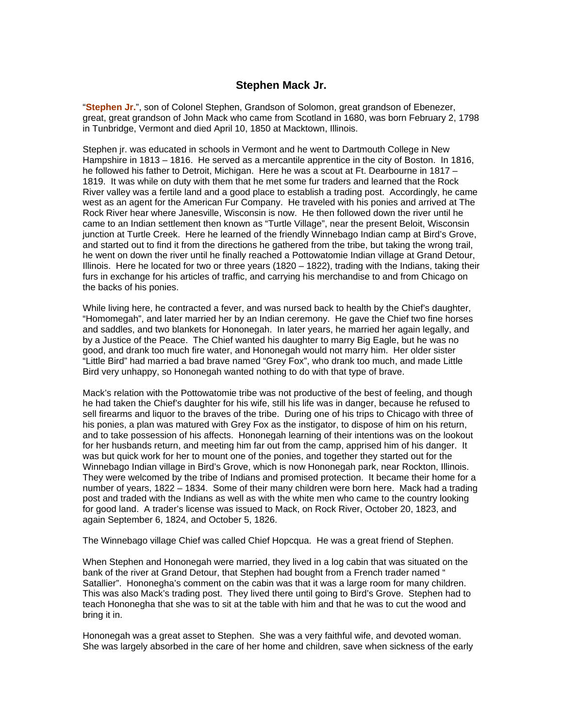## Stephen Mack Jr.

"**Stephen Jr.**", son of Colonel Stephen, Grandson of Solomon, great grandson of Ebenezer, great, great grandson of John Mack who came from Scotland in 1680, was born February 2, 1798 in Tunbridge, Vermont and died April 10, 1850 at Macktown, Illinois.

Stephen jr. was educated in schools in Vermont and he went to Dartmouth College in New Hampshire in 1813 – 1816. He served as a mercantile apprentice in the city of Boston. In 1816, he followed his father to Detroit, Michigan. Here he was a scout at Ft. Dearbourne in 1817 – 1819. It was while on duty with them that he met some fur traders and learned that the Rock River valley was a fertile land and a good place to establish a trading post. Accordingly, he came west as an agent for the American Fur Company. He traveled with his ponies and arrived at The Rock River hear where Janesville, Wisconsin is now. He then followed down the river until he came to an Indian settlement then known as "Turtle Village", near the present Beloit, Wisconsin junction at Turtle Creek. Here he learned of the friendly Winnebago Indian camp at Bird's Grove, and started out to find it from the directions he gathered from the tribe, but taking the wrong trail, he went on down the river until he finally reached a Pottowatomie Indian village at Grand Detour, Illinois. Here he located for two or three years (1820 – 1822), trading with the Indians, taking their furs in exchange for his articles of traffic, and carrying his merchandise to and from Chicago on the backs of his ponies.

While living here, he contracted a fever, and was nursed back to health by the Chief's daughter, "Homomegah", and later married her by an Indian ceremony. He gave the Chief two fine horses and saddles, and two blankets for Hononegah. In later years, he married her again legally, and by a Justice of the Peace. The Chief wanted his daughter to marry Big Eagle, but he was no good, and drank too much fire water, and Hononegah would not marry him. Her older sister "Little Bird" had married a bad brave named "Grey Fox", who drank too much, and made Little Bird very unhappy, so Hononegah wanted nothing to do with that type of brave.

Mack's relation with the Pottowatomie tribe was not productive of the best of feeling, and though he had taken the Chief's daughter for his wife, still his life was in danger, because he refused to sell firearms and liquor to the braves of the tribe. During one of his trips to Chicago with three of his ponies, a plan was matured with Grey Fox as the instigator, to dispose of him on his return, and to take possession of his affects. Hononegah learning of their intentions was on the lookout for her husbands return, and meeting him far out from the camp, apprised him of his danger. It was but quick work for her to mount one of the ponies, and together they started out for the Winnebago Indian village in Bird's Grove, which is now Hononegah park, near Rockton, Illinois. They were welcomed by the tribe of Indians and promised protection. It became their home for a number of years, 1822 – 1834. Some of their many children were born here. Mack had a trading post and traded with the Indians as well as with the white men who came to the country looking for good land. A trader's license was issued to Mack, on Rock River, October 20, 1823, and again September 6, 1824, and October 5, 1826.

The Winnebago village Chief was called Chief Hopcqua. He was a great friend of Stephen.

When Stephen and Hononegah were married, they lived in a log cabin that was situated on the bank of the river at Grand Detour, that Stephen had bought from a French trader named " Satallier". Hononegha's comment on the cabin was that it was a large room for many children. This was also Mack's trading post. They lived there until going to Bird's Grove. Stephen had to teach Hononegha that she was to sit at the table with him and that he was to cut the wood and bring it in.

Hononegah was a great asset to Stephen. She was a very faithful wife, and devoted woman. She was largely absorbed in the care of her home and children, save when sickness of the early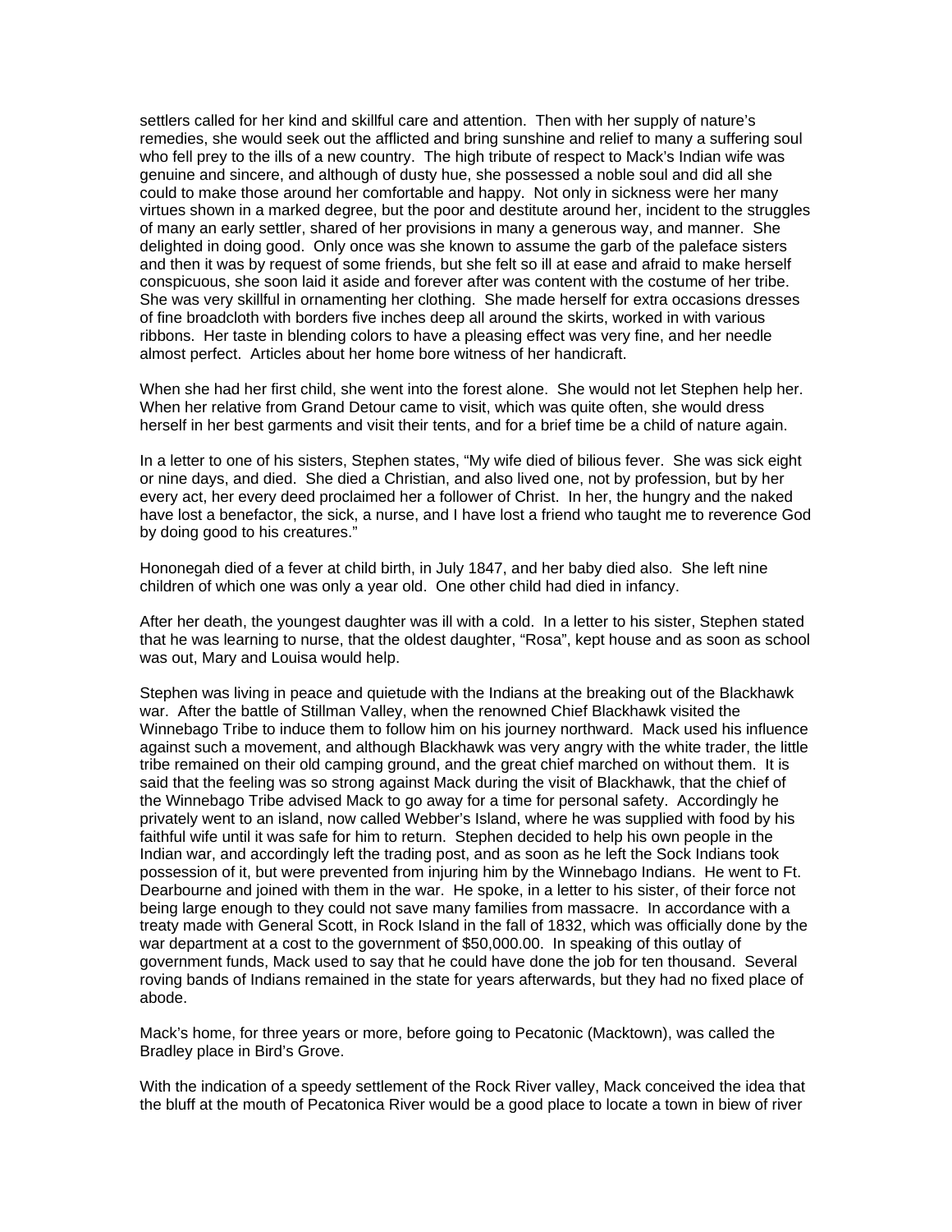settlers called for her kind and skillful care and attention. Then with her supply of nature's remedies, she would seek out the afflicted and bring sunshine and relief to many a suffering soul who fell prey to the ills of a new country. The high tribute of respect to Mack's Indian wife was genuine and sincere, and although of dusty hue, she possessed a noble soul and did all she could to make those around her comfortable and happy. Not only in sickness were her many virtues shown in a marked degree, but the poor and destitute around her, incident to the struggles of many an early settler, shared of her provisions in many a generous way, and manner. She delighted in doing good. Only once was she known to assume the garb of the paleface sisters and then it was by request of some friends, but she felt so ill at ease and afraid to make herself conspicuous, she soon laid it aside and forever after was content with the costume of her tribe. She was very skillful in ornamenting her clothing. She made herself for extra occasions dresses of fine broadcloth with borders five inches deep all around the skirts, worked in with various ribbons. Her taste in blending colors to have a pleasing effect was very fine, and her needle almost perfect. Articles about her home bore witness of her handicraft.

When she had her first child, she went into the forest alone. She would not let Stephen help her. When her relative from Grand Detour came to visit, which was quite often, she would dress herself in her best garments and visit their tents, and for a brief time be a child of nature again.

In a letter to one of his sisters, Stephen states, "My wife died of bilious fever. She was sick eight or nine days, and died. She died a Christian, and also lived one, not by profession, but by her every act, her every deed proclaimed her a follower of Christ. In her, the hungry and the naked have lost a benefactor, the sick, a nurse, and I have lost a friend who taught me to reverence God by doing good to his creatures."

Hononegah died of a fever at child birth, in July 1847, and her baby died also. She left nine children of which one was only a year old. One other child had died in infancy.

After her death, the youngest daughter was ill with a cold. In a letter to his sister, Stephen stated that he was learning to nurse, that the oldest daughter, "Rosa", kept house and as soon as school was out, Mary and Louisa would help.

Stephen was living in peace and quietude with the Indians at the breaking out of the Blackhawk war. After the battle of Stillman Valley, when the renowned Chief Blackhawk visited the Winnebago Tribe to induce them to follow him on his journey northward. Mack used his influence against such a movement, and although Blackhawk was very angry with the white trader, the little tribe remained on their old camping ground, and the great chief marched on without them. It is said that the feeling was so strong against Mack during the visit of Blackhawk, that the chief of the Winnebago Tribe advised Mack to go away for a time for personal safety. Accordingly he privately went to an island, now called Webber's Island, where he was supplied with food by his faithful wife until it was safe for him to return. Stephen decided to help his own people in the Indian war, and accordingly left the trading post, and as soon as he left the Sock Indians took possession of it, but were prevented from injuring him by the Winnebago Indians. He went to Ft. Dearbourne and joined with them in the war. He spoke, in a letter to his sister, of their force not being large enough to they could not save many families from massacre. In accordance with a treaty made with General Scott, in Rock Island in the fall of 1832, which was officially done by the war department at a cost to the government of $50,000.00. In speaking of this outlay of government funds, Mack used to say that he could have done the job for ten thousand. Several roving bands of Indians remained in the state for years afterwards, but they had no fixed place of abode.

Mack's home, for three years or more, before going to Pecatonic (Macktown), was called the Bradley place in Bird's Grove.

With the indication of a speedy settlement of the Rock River valley, Mack conceived the idea that the bluff at the mouth of Pecatonica River would be a good place to locate a town in biew of river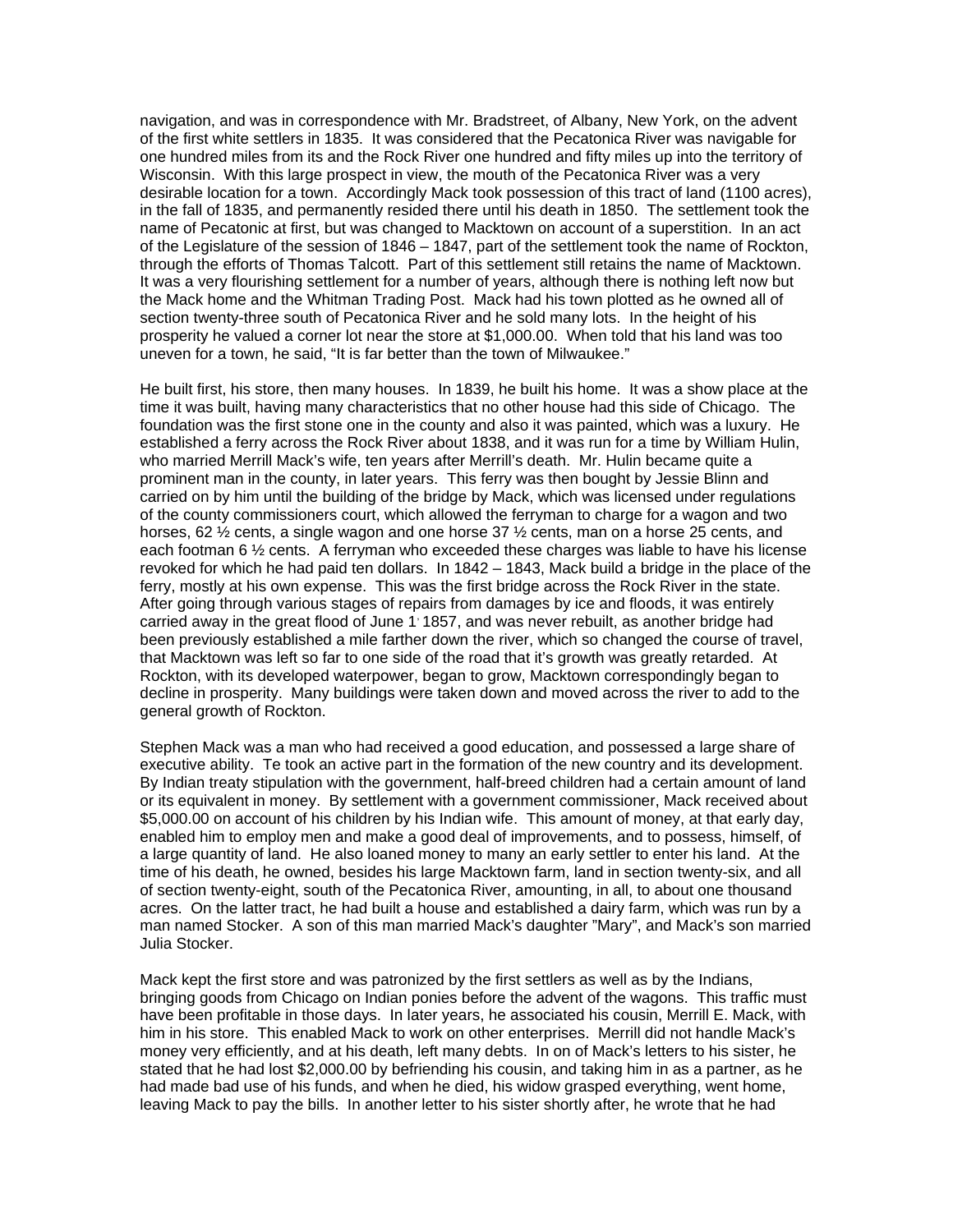navigation, and was in correspondence with Mr. Bradstreet, of Albany, New York, on the advent of the first white settlers in 1835. It was considered that the Pecatonica River was navigable for one hundred miles from its and the Rock River one hundred and fifty miles up into the territory of Wisconsin. With this large prospect in view, the mouth of the Pecatonica River was a very desirable location for a town. Accordingly Mack took possession of this tract of land (1100 acres), in the fall of 1835, and permanently resided there until his death in 1850. The settlement took the name of Pecatonic at first, but was changed to Macktown on account of a superstition. In an act of the Legislature of the session of 1846 – 1847, part of the settlement took the name of Rockton, through the efforts of Thomas Talcott. Part of this settlement still retains the name of Macktown. It was a very flourishing settlement for a number of years, although there is nothing left now but the Mack home and the Whitman Trading Post. Mack had his town plotted as he owned all of section twenty-three south of Pecatonica River and he sold many lots. In the height of his prosperity he valued a corner lot near the store at $1,000.00. When told that his land was too uneven for a town, he said, "It is far better than the town of Milwaukee."

He built first, his store, then many houses. In 1839, he built his home. It was a show place at the time it was built, having many characteristics that no other house had this side of Chicago. The foundation was the first stone one in the county and also it was painted, which was a luxury. He established a ferry across the Rock River about 1838, and it was run for a time by William Hulin, who married Merrill Mack's wife, ten years after Merrill's death. Mr. Hulin became quite a prominent man in the county, in later years. This ferry was then bought by Jessie Blinn and carried on by him until the building of the bridge by Mack, which was licensed under regulations of the county commissioners court, which allowed the ferryman to charge for a wagon and two horses, 62 ½ cents, a single wagon and one horse 37 ½ cents, man on a horse 25 cents, and each footman 6 ½ cents. A ferryman who exceeded these charges was liable to have his license revoked for which he had paid ten dollars. In 1842 – 1843, Mack build a bridge in the place of the ferry, mostly at his own expense. This was the first bridge across the Rock River in the state. After going through various stages of repairs from damages by ice and floods, it was entirely carried away in the great flood of June 1, 1857, and was never rebuilt, as another bridge had been previously established a mile farther down the river, which so changed the course of travel, that Macktown was left so far to one side of the road that it's growth was greatly retarded. At Rockton, with its developed waterpower, began to grow, Macktown correspondingly began to decline in prosperity. Many buildings were taken down and moved across the river to add to the general growth of Rockton.

Stephen Mack was a man who had received a good education, and possessed a large share of executive ability. Te took an active part in the formation of the new country and its development. By Indian treaty stipulation with the government, half-breed children had a certain amount of land or its equivalent in money. By settlement with a government commissioner, Mack received about $5,000.00 on account of his children by his Indian wife. This amount of money, at that early day, enabled him to employ men and make a good deal of improvements, and to possess, himself, of a large quantity of land. He also loaned money to many an early settler to enter his land. At the time of his death, he owned, besides his large Macktown farm, land in section twenty-six, and all of section twenty-eight, south of the Pecatonica River, amounting, in all, to about one thousand acres. On the latter tract, he had built a house and established a dairy farm, which was run by a man named Stocker. A son of this man married Mack's daughter "Mary", and Mack's son married Julia Stocker.

Mack kept the first store and was patronized by the first settlers as well as by the Indians, bringing goods from Chicago on Indian ponies before the advent of the wagons. This traffic must have been profitable in those days. In later years, he associated his cousin, Merrill E. Mack, with him in his store. This enabled Mack to work on other enterprises. Merrill did not handle Mack's money very efficiently, and at his death, left many debts. In on of Mack's letters to his sister, he stated that he had lost $2,000.00 by befriending his cousin, and taking him in as a partner, as he had made bad use of his funds, and when he died, his widow grasped everything, went home, leaving Mack to pay the bills. In another letter to his sister shortly after, he wrote that he had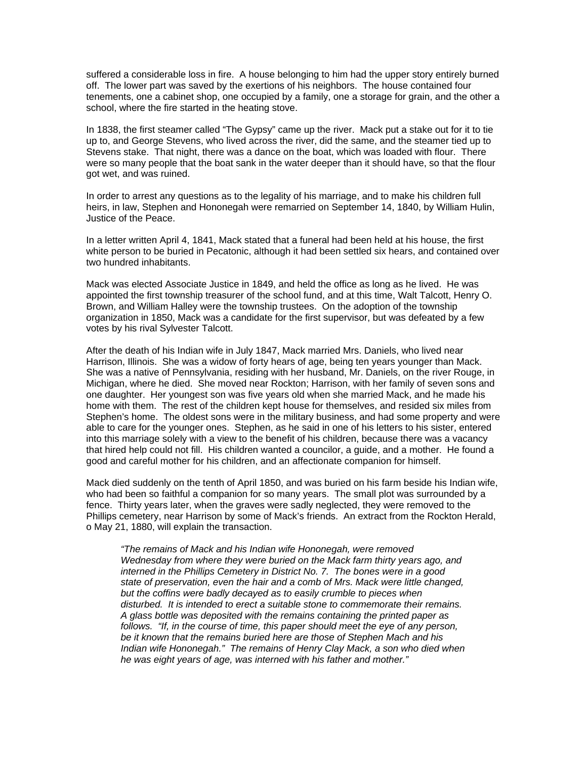suffered a considerable loss in fire. A house belonging to him had the upper story entirely burned off. The lower part was saved by the exertions of his neighbors. The house contained four tenements, one a cabinet shop, one occupied by a family, one a storage for grain, and the other a school, where the fire started in the heating stove.

In 1838, the first steamer called "The Gypsy" came up the river. Mack put a stake out for it to tie up to, and George Stevens, who lived across the river, did the same, and the steamer tied up to Stevens stake. That night, there was a dance on the boat, which was loaded with flour. There were so many people that the boat sank in the water deeper than it should have, so that the flour got wet, and was ruined.

In order to arrest any questions as to the legality of his marriage, and to make his children full heirs, in law, Stephen and Hononegah were remarried on September 14, 1840, by William Hulin, Justice of the Peace.

In a letter written April 4, 1841, Mack stated that a funeral had been held at his house, the first white person to be buried in Pecatonic, although it had been settled six hears, and contained over two hundred inhabitants.

Mack was elected Associate Justice in 1849, and held the office as long as he lived. He was appointed the first township treasurer of the school fund, and at this time, Walt Talcott, Henry O. Brown, and William Halley were the township trustees. On the adoption of the township organization in 1850, Mack was a candidate for the first supervisor, but was defeated by a few votes by his rival Sylvester Talcott.

After the death of his Indian wife in July 1847, Mack married Mrs. Daniels, who lived near Harrison, Illinois. She was a widow of forty hears of age, being ten years younger than Mack. She was a native of Pennsylvania, residing with her husband, Mr. Daniels, on the river Rouge, in Michigan, where he died. She moved near Rockton; Harrison, with her family of seven sons and one daughter. Her youngest son was five years old when she married Mack, and he made his home with them. The rest of the children kept house for themselves, and resided six miles from Stephen's home. The oldest sons were in the military business, and had some property and were able to care for the younger ones. Stephen, as he said in one of his letters to his sister, entered into this marriage solely with a view to the benefit of his children, because there was a vacancy that hired help could not fill. His children wanted a councilor, a guide, and a mother. He found a good and careful mother for his children, and an affectionate companion for himself.

Mack died suddenly on the tenth of April 1850, and was buried on his farm beside his Indian wife, who had been so faithful a companion for so many years. The small plot was surrounded by a fence. Thirty years later, when the graves were sadly neglected, they were removed to the Phillips cemetery, near Harrison by some of Mack's friends. An extract from the Rockton Herald, o May 21, 1880, will explain the transaction.

> *"The remains of Mack and his Indian wife Hononegah, were removed Wednesday from where they were buried on the Mack farm thirty years ago, and interned in the Phillips Cemetery in District No. 7. The bones were in a good state of preservation, even the hair and a comb of Mrs. Mack were little changed, but the coffins were badly decayed as to easily crumble to pieces when disturbed. It is intended to erect a suitable stone to commemorate their remains. A glass bottle was deposited with the remains containing the printed paper as follows. "If, in the course of time, this paper should meet the eye of any person, be it known that the remains buried here are those of Stephen Mach and his Indian wife Hononegah." The remains of Henry Clay Mack, a son who died when he was eight years of age, was interned with his father and mother."*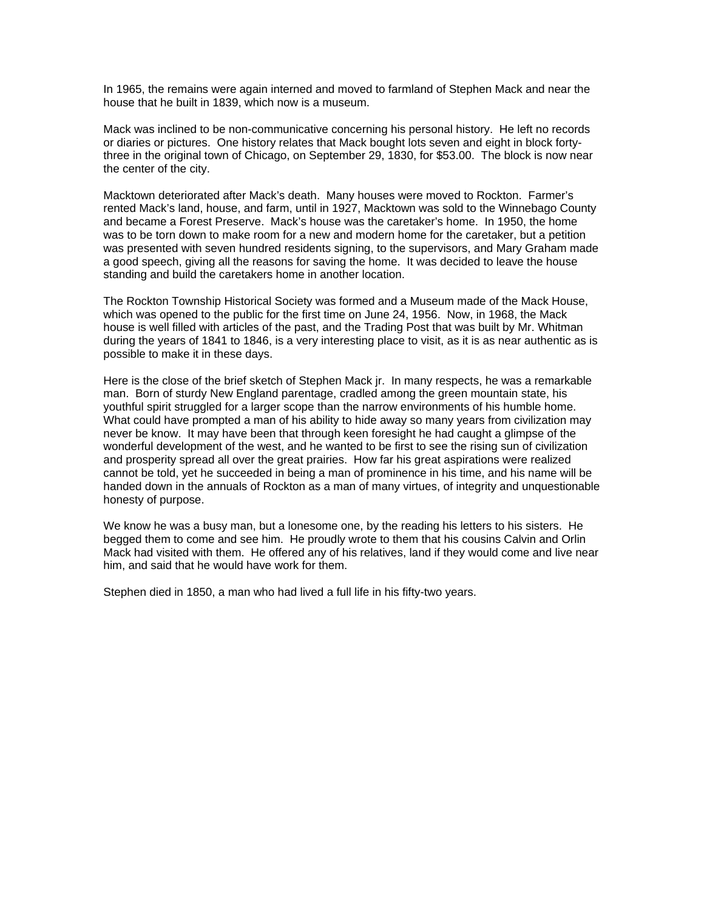In 1965, the remains were again interned and moved to farmland of Stephen Mack and near the house that he built in 1839, which now is a museum.

Mack was inclined to be non-communicative concerning his personal history. He left no records or diaries or pictures. One history relates that Mack bought lots seven and eight in block forty-three in the original town of Chicago, on September 29, 1830, for $53.00. The block is now near the center of the city.

Macktown deteriorated after Mack's death. Many houses were moved to Rockton. Farmer's rented Mack's land, house, and farm, until in 1927, Macktown was sold to the Winnebago County and became a Forest Preserve. Mack's house was the caretaker's home. In 1950, the home was to be torn down to make room for a new and modern home for the caretaker, but a petition was presented with seven hundred residents signing, to the supervisors, and Mary Graham made a good speech, giving all the reasons for saving the home. It was decided to leave the house standing and build the caretakers home in another location.

The Rockton Township Historical Society was formed and a Museum made of the Mack House, which was opened to the public for the first time on June 24, 1956. Now, in 1968, the Mack house is well filled with articles of the past, and the Trading Post that was built by Mr. Whitman during the years of 1841 to 1846, is a very interesting place to visit, as it is as near authentic as is possible to make it in these days.

Here is the close of the brief sketch of Stephen Mack jr. In many respects, he was a remarkable man. Born of sturdy New England parentage, cradled among the green mountain state, his youthful spirit struggled for a larger scope than the narrow environments of his humble home. What could have prompted a man of his ability to hide away so many years from civilization may never be know. It may have been that through keen foresight he had caught a glimpse of the wonderful development of the west, and he wanted to be first to see the rising sun of civilization and prosperity spread all over the great prairies. How far his great aspirations were realized cannot be told, yet he succeeded in being a man of prominence in his time, and his name will be handed down in the annuals of Rockton as a man of many virtues, of integrity and unquestionable honesty of purpose.

We know he was a busy man, but a lonesome one, by the reading his letters to his sisters. He begged them to come and see him. He proudly wrote to them that his cousins Calvin and Orlin Mack had visited with them. He offered any of his relatives, land if they would come and live near him, and said that he would have work for them.

Stephen died in 1850, a man who had lived a full life in his fifty-two years.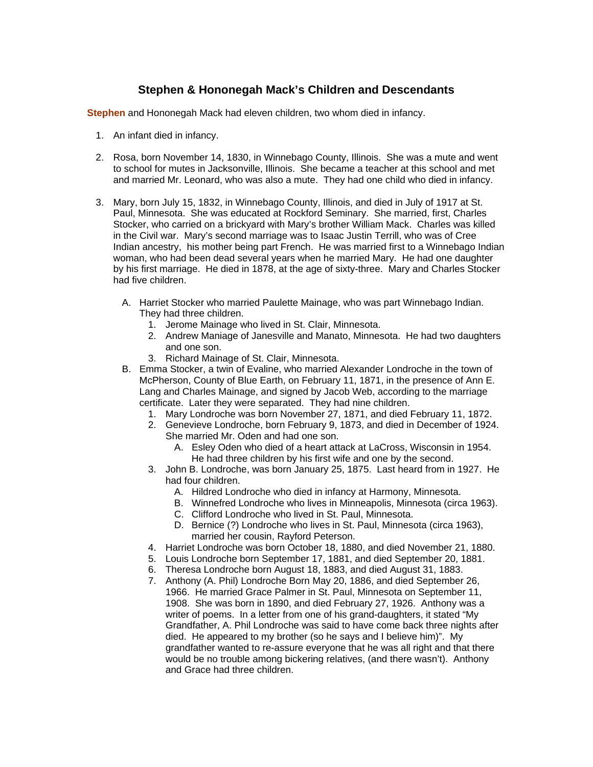## Stephen & Hononegah Mack's Children and Descendants

**Stephen** and Hononegah Mack had eleven children, two whom died in infancy.

1. An infant died in infancy.

2. Rosa, born November 14, 1830, in Winnebago County, Illinois. She was a mute and went to school for mutes in Jacksonville, Illinois. She became a teacher at this school and met and married Mr. Leonard, who was also a mute. They had one child who died in infancy.

3. Mary, born July 15, 1832, in Winnebago County, Illinois, and died in July of 1917 at St. Paul, Minnesota. She was educated at Rockford Seminary. She married, first, Charles Stocker, who carried on a brickyard with Mary's brother William Mack. Charles was killed in the Civil war. Mary's second marriage was to Isaac Justin Terrill, who was of Cree Indian ancestry, his mother being part French. He was married first to a Winnebago Indian woman, who had been dead several years when he married Mary. He had one daughter by his first marriage. He died in 1878, at the age of sixty-three. Mary and Charles Stocker had five children.

   A. Harriet Stocker who married Paulette Mainage, who was part Winnebago Indian. They had three children.
      1. Jerome Mainage who lived in St. Clair, Minnesota.
      2. Andrew Maniage of Janesville and Manato, Minnesota. He had two daughters and one son.
      3. Richard Mainage of St. Clair, Minnesota.

   B. Emma Stocker, a twin of Evaline, who married Alexander Londroche in the town of McPherson, County of Blue Earth, on February 11, 1871, in the presence of Ann E. Lang and Charles Mainage, and signed by Jacob Web, according to the marriage certificate. Later they were separated. They had nine children.
      1. Mary Londroche was born November 27, 1871, and died February 11, 1872.
      2. Genevieve Londroche, born February 9, 1873, and died in December of 1924. She married Mr. Oden and had one son.
         A. Esley Oden who died of a heart attack at LaCross, Wisconsin in 1954. He had three children by his first wife and one by the second.
      3. John B. Londroche, was born January 25, 1875. Last heard from in 1927. He had four children.
         A. Hildred Londroche who died in infancy at Harmony, Minnesota.
         B. Winnefred Londroche who lives in Minneapolis, Minnesota (circa 1963).
         C. Clifford Londroche who lived in St. Paul, Minnesota.
         D. Bernice (?) Londroche who lives in St. Paul, Minnesota (circa 1963), married her cousin, Rayford Peterson.
      4. Harriet Londroche was born October 18, 1880, and died November 21, 1880.
      5. Louis Londroche born September 17, 1881, and died September 20, 1881.
      6. Theresa Londroche born August 18, 1883, and died August 31, 1883.
      7. Anthony (A. Phil) Londroche Born May 20, 1886, and died September 26, 1966. He married Grace Palmer in St. Paul, Minnesota on September 11, 1908. She was born in 1890, and died February 27, 1926. Anthony was a writer of poems. In a letter from one of his grand-daughters, it stated "My Grandfather, A. Phil Londroche was said to have come back three nights after died. He appeared to my brother (so he says and I believe him)". My grandfather wanted to re-assure everyone that he was all right and that there would be no trouble among bickering relatives, (and there wasn't). Anthony and Grace had three children.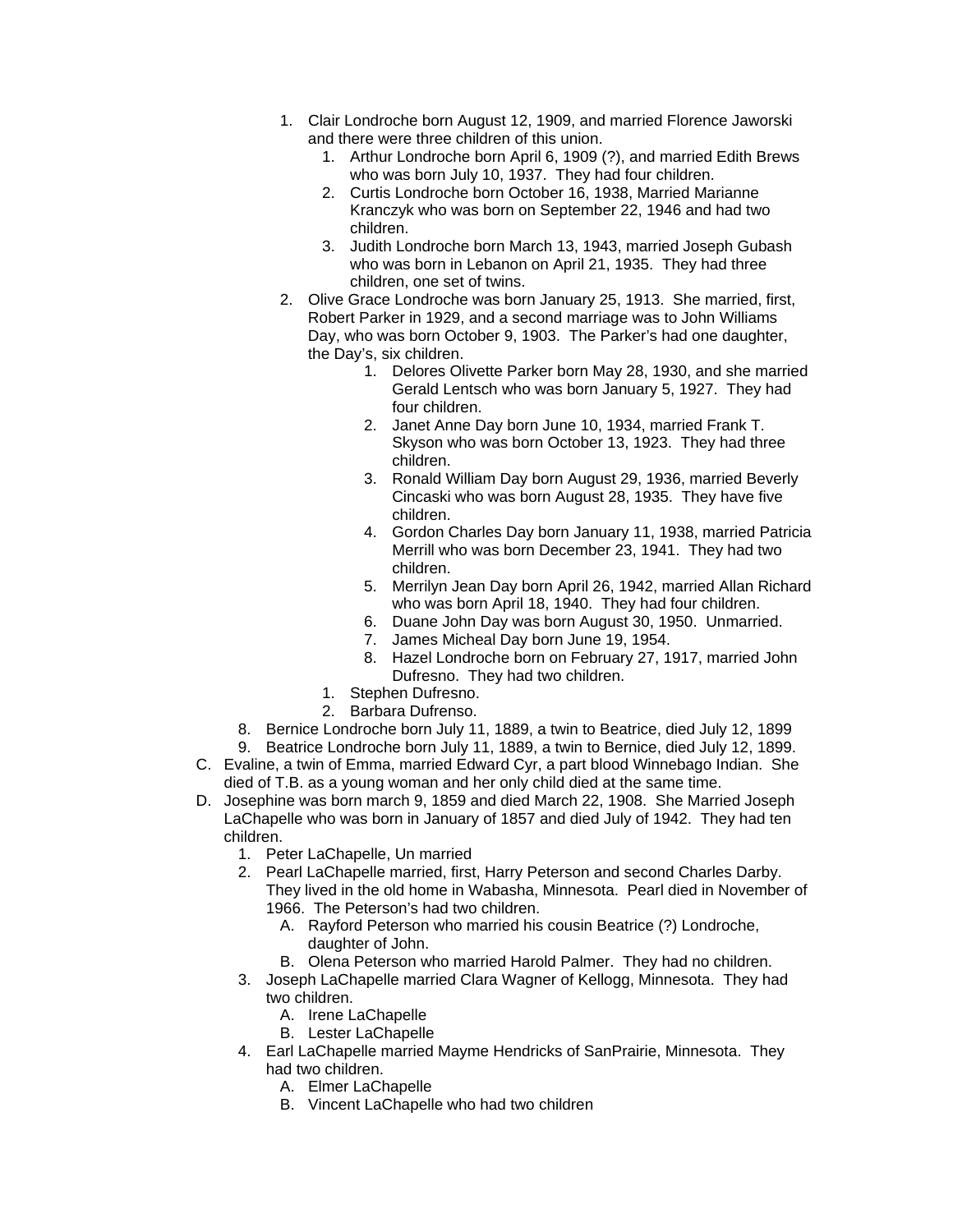1. Clair Londroche born August 12, 1909, and married Florence Jaworski and there were three children of this union.
    1. Arthur Londroche born April 6, 1909 (?), and married Edith Brews who was born July 10, 1937. They had four children.
    2. Curtis Londroche born October 16, 1938, Married Marianne Kranczyk who was born on September 22, 1946 and had two children.
    3. Judith Londroche born March 13, 1943, married Joseph Gubash who was born in Lebanon on April 21, 1935. They had three children, one set of twins.
2. Olive Grace Londroche was born January 25, 1913. She married, first, Robert Parker in 1929, and a second marriage was to John Williams Day, who was born October 9, 1903. The Parker's had one daughter, the Day's, six children.
        1. Delores Olivette Parker born May 28, 1930, and she married Gerald Lentsch who was born January 5, 1927. They had four children.
        2. Janet Anne Day born June 10, 1934, married Frank T. Skyson who was born October 13, 1923. They had three children.
        3. Ronald William Day born August 29, 1936, married Beverly Cincaski who was born August 28, 1935. They have five children.
        4. Gordon Charles Day born January 11, 1938, married Patricia Merrill who was born December 23, 1941. They had two children.
        5. Merrilyn Jean Day born April 26, 1942, married Allan Richard who was born April 18, 1940. They had four children.
        6. Duane John Day was born August 30, 1950. Unmarried.
        7. James Micheal Day born June 19, 1954.
        8. Hazel Londroche born on February 27, 1917, married John Dufresno. They had two children.
    1. Stephen Dufresno.
    2. Barbara Dufrenso.

8. Bernice Londroche born July 11, 1889, a twin to Beatrice, died July 12, 1899
9. Beatrice Londroche born July 11, 1889, a twin to Bernice, died July 12, 1899.

C. Evaline, a twin of Emma, married Edward Cyr, a part blood Winnebago Indian. She died of T.B. as a young woman and her only child died at the same time.

D. Josephine was born march 9, 1859 and died March 22, 1908. She Married Joseph LaChapelle who was born in January of 1857 and died July of 1942. They had ten children.

1. Peter LaChapelle, Un married
2. Pearl LaChapelle married, first, Harry Peterson and second Charles Darby. They lived in the old home in Wabasha, Minnesota. Pearl died in November of 1966. The Peterson's had two children.
    - A. Rayford Peterson who married his cousin Beatrice (?) Londroche, daughter of John.
    - B. Olena Peterson who married Harold Palmer. They had no children.
3. Joseph LaChapelle married Clara Wagner of Kellogg, Minnesota. They had two children.
    - A. Irene LaChapelle
    - B. Lester LaChapelle
4. Earl LaChapelle married Mayme Hendricks of SanPrairie, Minnesota. They had two children.
    - A. Elmer LaChapelle
    - B. Vincent LaChapelle who had two children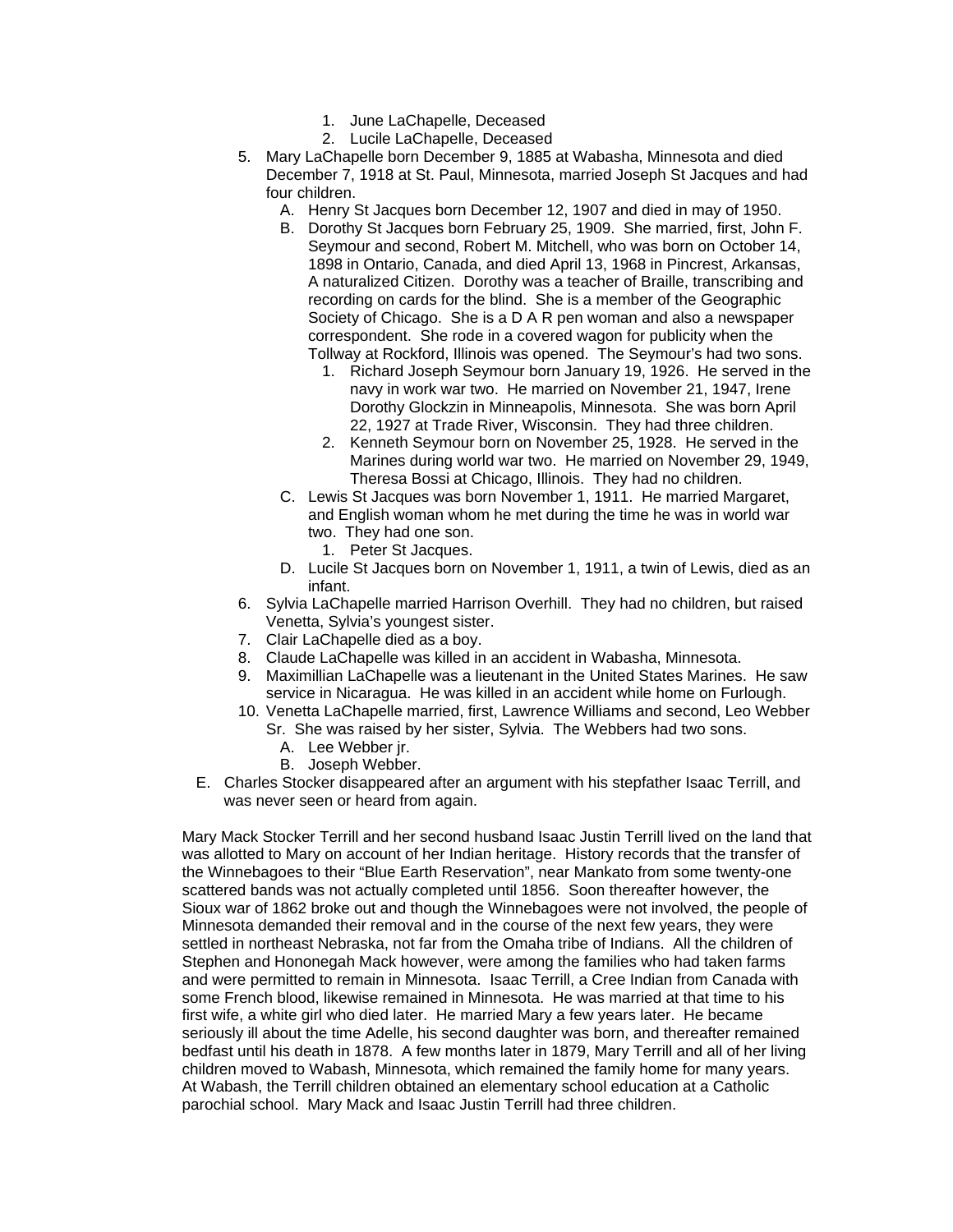1. June LaChapelle, Deceased
2. Lucile LaChapelle, Deceased

5. Mary LaChapelle born December 9, 1885 at Wabasha, Minnesota and died December 7, 1918 at St. Paul, Minnesota, married Joseph St Jacques and had four children.
   A. Henry St Jacques born December 12, 1907 and died in may of 1950.
   B. Dorothy St Jacques born February 25, 1909. She married, first, John F. Seymour and second, Robert M. Mitchell, who was born on October 14, 1898 in Ontario, Canada, and died April 13, 1968 in Pincrest, Arkansas, A naturalized Citizen. Dorothy was a teacher of Braille, transcribing and recording on cards for the blind. She is a member of the Geographic Society of Chicago. She is a D A R pen woman and also a newspaper correspondent. She rode in a covered wagon for publicity when the Tollway at Rockford, Illinois was opened. The Seymour's had two sons.
      1. Richard Joseph Seymour born January 19, 1926. He served in the navy in work war two. He married on November 21, 1947, Irene Dorothy Glockzin in Minneapolis, Minnesota. She was born April 22, 1927 at Trade River, Wisconsin. They had three children.
      2. Kenneth Seymour born on November 25, 1928. He served in the Marines during world war two. He married on November 29, 1949, Theresa Bossi at Chicago, Illinois. They had no children.
   C. Lewis St Jacques was born November 1, 1911. He married Margaret, and English woman whom he met during the time he was in world war two. They had one son.
      1. Peter St Jacques.
   D. Lucile St Jacques born on November 1, 1911, a twin of Lewis, died as an infant.
6. Sylvia LaChapelle married Harrison Overhill. They had no children, but raised Venetta, Sylvia's youngest sister.
7. Clair LaChapelle died as a boy.
8. Claude LaChapelle was killed in an accident in Wabasha, Minnesota.
9. Maximillian LaChapelle was a lieutenant in the United States Marines. He saw service in Nicaragua. He was killed in an accident while home on Furlough.
10. Venetta LaChapelle married, first, Lawrence Williams and second, Leo Webber Sr. She was raised by her sister, Sylvia. The Webbers had two sons.
    A. Lee Webber jr.
    B. Joseph Webber.

E. Charles Stocker disappeared after an argument with his stepfather Isaac Terrill, and was never seen or heard from again.

Mary Mack Stocker Terrill and her second husband Isaac Justin Terrill lived on the land that was allotted to Mary on account of her Indian heritage. History records that the transfer of the Winnebagoes to their "Blue Earth Reservation", near Mankato from some twenty-one scattered bands was not actually completed until 1856. Soon thereafter however, the Sioux war of 1862 broke out and though the Winnebagoes were not involved, the people of Minnesota demanded their removal and in the course of the next few years, they were settled in northeast Nebraska, not far from the Omaha tribe of Indians. All the children of Stephen and Hononegah Mack however, were among the families who had taken farms and were permitted to remain in Minnesota. Isaac Terrill, a Cree Indian from Canada with some French blood, likewise remained in Minnesota. He was married at that time to his first wife, a white girl who died later. He married Mary a few years later. He became seriously ill about the time Adelle, his second daughter was born, and thereafter remained bedfast until his death in 1878. A few months later in 1879, Mary Terrill and all of her living children moved to Wabash, Minnesota, which remained the family home for many years. At Wabash, the Terrill children obtained an elementary school education at a Catholic parochial school. Mary Mack and Isaac Justin Terrill had three children.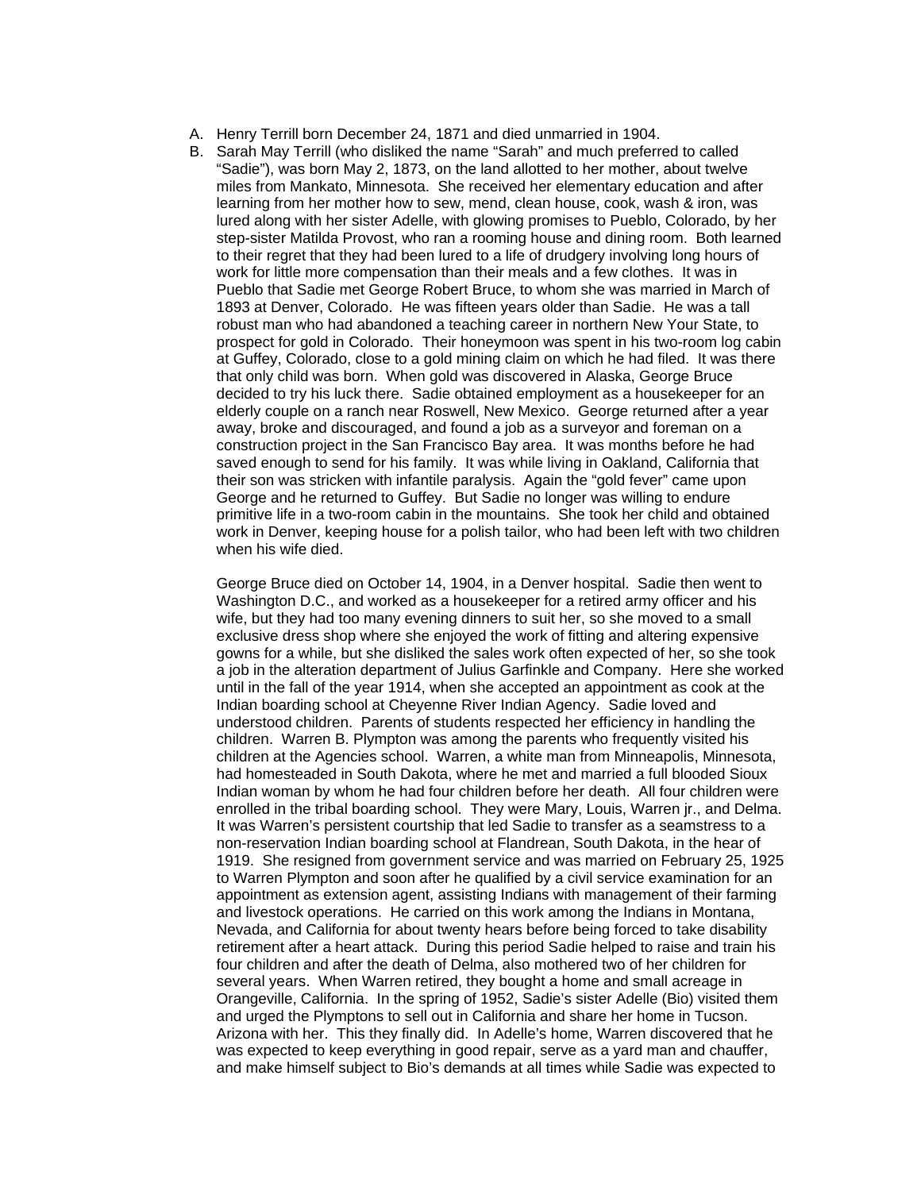A. Henry Terrill born December 24, 1871 and died unmarried in 1904.
B. Sarah May Terrill (who disliked the name "Sarah" and much preferred to called "Sadie"), was born May 2, 1873, on the land allotted to her mother, about twelve miles from Mankato, Minnesota. She received her elementary education and after learning from her mother how to sew, mend, clean house, cook, wash & iron, was lured along with her sister Adelle, with glowing promises to Pueblo, Colorado, by her step-sister Matilda Provost, who ran a rooming house and dining room. Both learned to their regret that they had been lured to a life of drudgery involving long hours of work for little more compensation than their meals and a few clothes. It was in Pueblo that Sadie met George Robert Bruce, to whom she was married in March of 1893 at Denver, Colorado. He was fifteen years older than Sadie. He was a tall robust man who had abandoned a teaching career in northern New Your State, to prospect for gold in Colorado. Their honeymoon was spent in his two-room log cabin at Guffey, Colorado, close to a gold mining claim on which he had filed. It was there that only child was born. When gold was discovered in Alaska, George Bruce decided to try his luck there. Sadie obtained employment as a housekeeper for an elderly couple on a ranch near Roswell, New Mexico. George returned after a year away, broke and discouraged, and found a job as a surveyor and foreman on a construction project in the San Francisco Bay area. It was months before he had saved enough to send for his family. It was while living in Oakland, California that their son was stricken with infantile paralysis. Again the "gold fever" came upon George and he returned to Guffey. But Sadie no longer was willing to endure primitive life in a two-room cabin in the mountains. She took her child and obtained work in Denver, keeping house for a polish tailor, who had been left with two children when his wife died.

   George Bruce died on October 14, 1904, in a Denver hospital. Sadie then went to Washington D.C., and worked as a housekeeper for a retired army officer and his wife, but they had too many evening dinners to suit her, so she moved to a small exclusive dress shop where she enjoyed the work of fitting and altering expensive gowns for a while, but she disliked the sales work often expected of her, so she took a job in the alteration department of Julius Garfinkle and Company. Here she worked until in the fall of the year 1914, when she accepted an appointment as cook at the Indian boarding school at Cheyenne River Indian Agency. Sadie loved and understood children. Parents of students respected her efficiency in handling the children. Warren B. Plympton was among the parents who frequently visited his children at the Agencies school. Warren, a white man from Minneapolis, Minnesota, had homesteaded in South Dakota, where he met and married a full blooded Sioux Indian woman by whom he had four children before her death. All four children were enrolled in the tribal boarding school. They were Mary, Louis, Warren jr., and Delma. It was Warren's persistent courtship that led Sadie to transfer as a seamstress to a non-reservation Indian boarding school at Flandrean, South Dakota, in the hear of 1919. She resigned from government service and was married on February 25, 1925 to Warren Plympton and soon after he qualified by a civil service examination for an appointment as extension agent, assisting Indians with management of their farming and livestock operations. He carried on this work among the Indians in Montana, Nevada, and California for about twenty hears before being forced to take disability retirement after a heart attack. During this period Sadie helped to raise and train his four children and after the death of Delma, also mothered two of her children for several years. When Warren retired, they bought a home and small acreage in Orangeville, California. In the spring of 1952, Sadie's sister Adelle (Bio) visited them and urged the Plymptons to sell out in California and share her home in Tucson. Arizona with her. This they finally did. In Adelle's home, Warren discovered that he was expected to keep everything in good repair, serve as a yard man and chauffer, and make himself subject to Bio's demands at all times while Sadie was expected to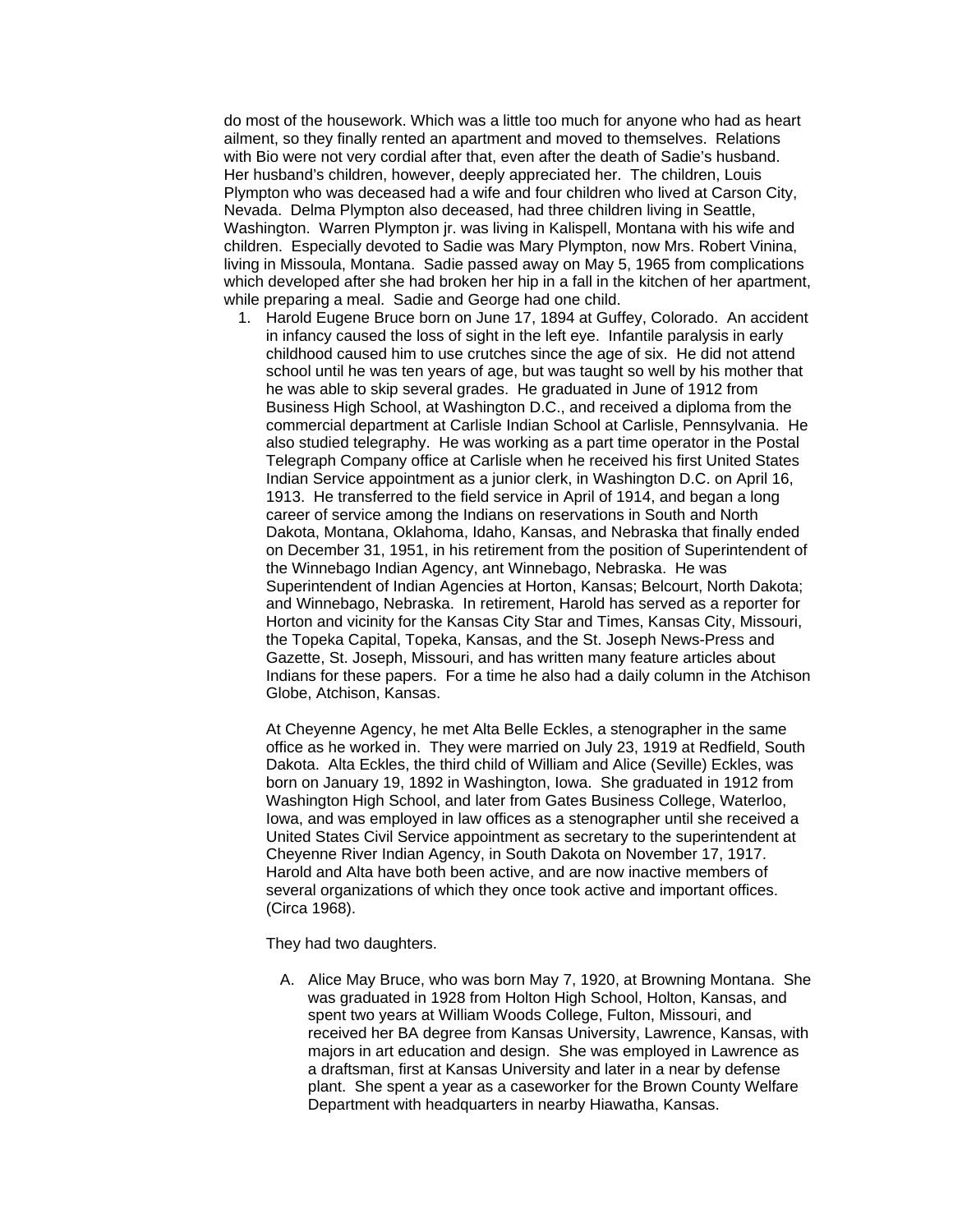do most of the housework. Which was a little too much for anyone who had as heart ailment, so they finally rented an apartment and moved to themselves. Relations with Bio were not very cordial after that, even after the death of Sadie's husband. Her husband's children, however, deeply appreciated her. The children, Louis Plympton who was deceased had a wife and four children who lived at Carson City, Nevada. Delma Plympton also deceased, had three children living in Seattle, Washington. Warren Plympton jr. was living in Kalispell, Montana with his wife and children. Especially devoted to Sadie was Mary Plympton, now Mrs. Robert Vinina, living in Missoula, Montana. Sadie passed away on May 5, 1965 from complications which developed after she had broken her hip in a fall in the kitchen of her apartment, while preparing a meal. Sadie and George had one child.

1. Harold Eugene Bruce born on June 17, 1894 at Guffey, Colorado. An accident in infancy caused the loss of sight in the left eye. Infantile paralysis in early childhood caused him to use crutches since the age of six. He did not attend school until he was ten years of age, but was taught so well by his mother that he was able to skip several grades. He graduated in June of 1912 from Business High School, at Washington D.C., and received a diploma from the commercial department at Carlisle Indian School at Carlisle, Pennsylvania. He also studied telegraphy. He was working as a part time operator in the Postal Telegraph Company office at Carlisle when he received his first United States Indian Service appointment as a junior clerk, in Washington D.C. on April 16, 1913. He transferred to the field service in April of 1914, and began a long career of service among the Indians on reservations in South and North Dakota, Montana, Oklahoma, Idaho, Kansas, and Nebraska that finally ended on December 31, 1951, in his retirement from the position of Superintendent of the Winnebago Indian Agency, ant Winnebago, Nebraska. He was Superintendent of Indian Agencies at Horton, Kansas; Belcourt, North Dakota; and Winnebago, Nebraska. In retirement, Harold has served as a reporter for Horton and vicinity for the Kansas City Star and Times, Kansas City, Missouri, the Topeka Capital, Topeka, Kansas, and the St. Joseph News-Press and Gazette, St. Joseph, Missouri, and has written many feature articles about Indians for these papers. For a time he also had a daily column in the Atchison Globe, Atchison, Kansas.

   At Cheyenne Agency, he met Alta Belle Eckles, a stenographer in the same office as he worked in. They were married on July 23, 1919 at Redfield, South Dakota. Alta Eckles, the third child of William and Alice (Seville) Eckles, was born on January 19, 1892 in Washington, Iowa. She graduated in 1912 from Washington High School, and later from Gates Business College, Waterloo, Iowa, and was employed in law offices as a stenographer until she received a United States Civil Service appointment as secretary to the superintendent at Cheyenne River Indian Agency, in South Dakota on November 17, 1917. Harold and Alta have both been active, and are now inactive members of several organizations of which they once took active and important offices. (Circa 1968).

   They had two daughters.

   A. Alice May Bruce, who was born May 7, 1920, at Browning Montana. She was graduated in 1928 from Holton High School, Holton, Kansas, and spent two years at William Woods College, Fulton, Missouri, and received her BA degree from Kansas University, Lawrence, Kansas, with majors in art education and design. She was employed in Lawrence as a draftsman, first at Kansas University and later in a near by defense plant. She spent a year as a caseworker for the Brown County Welfare Department with headquarters in nearby Hiawatha, Kansas.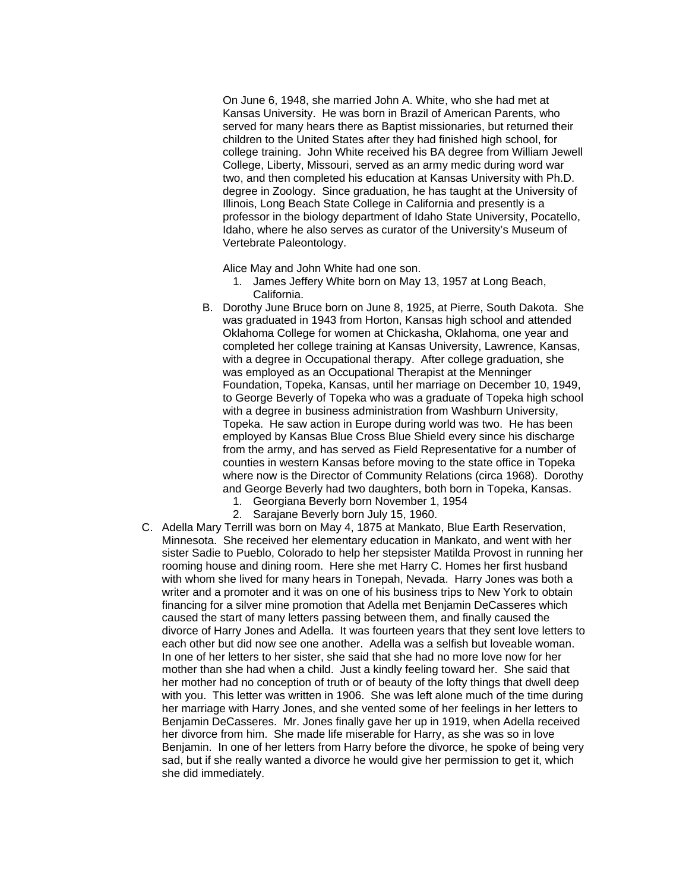On June 6, 1948, she married John A. White, who she had met at Kansas University. He was born in Brazil of American Parents, who served for many hears there as Baptist missionaries, but returned their children to the United States after they had finished high school, for college training. John White received his BA degree from William Jewell College, Liberty, Missouri, served as an army medic during word war two, and then completed his education at Kansas University with Ph.D. degree in Zoology. Since graduation, he has taught at the University of Illinois, Long Beach State College in California and presently is a professor in the biology department of Idaho State University, Pocatello, Idaho, where he also serves as curator of the University's Museum of Vertebrate Paleontology.

Alice May and John White had one son.

1. James Jeffery White born on May 13, 1957 at Long Beach, California.

B. Dorothy June Bruce born on June 8, 1925, at Pierre, South Dakota. She was graduated in 1943 from Horton, Kansas high school and attended Oklahoma College for women at Chickasha, Oklahoma, one year and completed her college training at Kansas University, Lawrence, Kansas, with a degree in Occupational therapy. After college graduation, she was employed as an Occupational Therapist at the Menninger Foundation, Topeka, Kansas, until her marriage on December 10, 1949, to George Beverly of Topeka who was a graduate of Topeka high school with a degree in business administration from Washburn University, Topeka. He saw action in Europe during world was two. He has been employed by Kansas Blue Cross Blue Shield every since his discharge from the army, and has served as Field Representative for a number of counties in western Kansas before moving to the state office in Topeka where now is the Director of Community Relations (circa 1968). Dorothy and George Beverly had two daughters, both born in Topeka, Kansas.

1. Georgiana Beverly born November 1, 1954
2. Sarajane Beverly born July 15, 1960.

C. Adella Mary Terrill was born on May 4, 1875 at Mankato, Blue Earth Reservation, Minnesota. She received her elementary education in Mankato, and went with her sister Sadie to Pueblo, Colorado to help her stepsister Matilda Provost in running her rooming house and dining room. Here she met Harry C. Homes her first husband with whom she lived for many hears in Tonepah, Nevada. Harry Jones was both a writer and a promoter and it was on one of his business trips to New York to obtain financing for a silver mine promotion that Adella met Benjamin DeCasseres which caused the start of many letters passing between them, and finally caused the divorce of Harry Jones and Adella. It was fourteen years that they sent love letters to each other but did now see one another. Adella was a selfish but loveable woman. In one of her letters to her sister, she said that she had no more love now for her mother than she had when a child. Just a kindly feeling toward her. She said that her mother had no conception of truth or of beauty of the lofty things that dwell deep with you. This letter was written in 1906. She was left alone much of the time during her marriage with Harry Jones, and she vented some of her feelings in her letters to Benjamin DeCasseres. Mr. Jones finally gave her up in 1919, when Adella received her divorce from him. She made life miserable for Harry, as she was so in love Benjamin. In one of her letters from Harry before the divorce, he spoke of being very sad, but if she really wanted a divorce he would give her permission to get it, which she did immediately.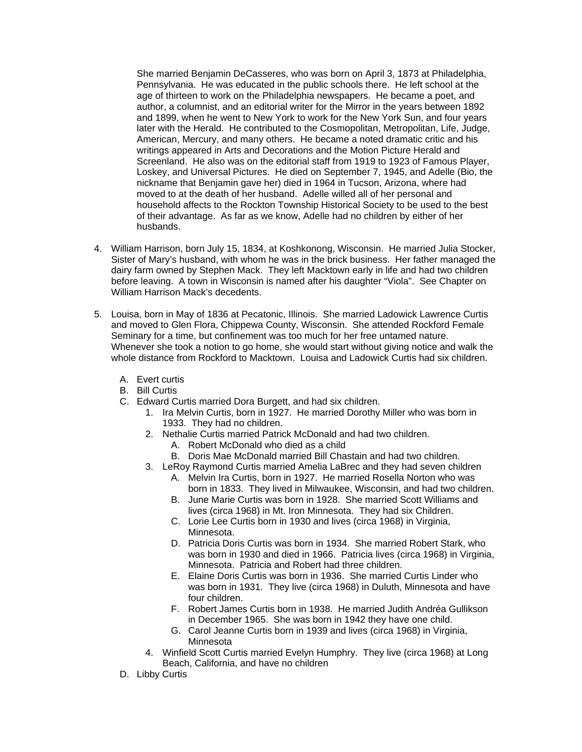She married Benjamin DeCasseres, who was born on April 3, 1873 at Philadelphia, Pennsylvania. He was educated in the public schools there. He left school at the age of thirteen to work on the Philadelphia newspapers. He became a poet, and author, a columnist, and an editorial writer for the Mirror in the years between 1892 and 1899, when he went to New York to work for the New York Sun, and four years later with the Herald. He contributed to the Cosmopolitan, Metropolitan, Life, Judge, American, Mercury, and many others. He became a noted dramatic critic and his writings appeared in Arts and Decorations and the Motion Picture Herald and Screenland. He also was on the editorial staff from 1919 to 1923 of Famous Player, Loskey, and Universal Pictures. He died on September 7, 1945, and Adelle (Bio, the nickname that Benjamin gave her) died in 1964 in Tucson, Arizona, where had moved to at the death of her husband. Adelle willed all of her personal and household affects to the Rockton Township Historical Society to be used to the best of their advantage. As far as we know, Adelle had no children by either of her husbands.

4. William Harrison, born July 15, 1834, at Koshkonong, Wisconsin. He married Julia Stocker, Sister of Mary's husband, with whom he was in the brick business. Her father managed the dairy farm owned by Stephen Mack. They left Macktown early in life and had two children before leaving. A town in Wisconsin is named after his daughter "Viola". See Chapter on William Harrison Mack's decedents.

5. Louisa, born in May of 1836 at Pecatonic, Illinois. She married Ladowick Lawrence Curtis and moved to Glen Flora, Chippewa County, Wisconsin. She attended Rockford Female Seminary for a time, but confinement was too much for her free untamed nature. Whenever she took a notion to go home, she would start without giving notice and walk the whole distance from Rockford to Macktown. Louisa and Ladowick Curtis had six children.

   A. Evert curtis
   B. Bill Curtis
   C. Edward Curtis married Dora Burgett, and had six children.
      1. Ira Melvin Curtis, born in 1927. He married Dorothy Miller who was born in 1933. They had no children.
      2. Nethalie Curtis married Patrick McDonald and had two children.
         A. Robert McDonald who died as a child
         B. Doris Mae McDonald married Bill Chastain and had two children.
      3. LeRoy Raymond Curtis married Amelia LaBrec and they had seven children
         A. Melvin Ira Curtis, born in 1927. He married Rosella Norton who was born in 1833. They lived in Milwaukee, Wisconsin, and had two children.
         B. June Marie Curtis was born in 1928. She married Scott Williams and lives (circa 1968) in Mt. Iron Minnesota. They had six Children.
         C. Lorie Lee Curtis born in 1930 and lives (circa 1968) in Virginia, Minnesota.
         D. Patricia Doris Curtis was born in 1934. She married Robert Stark, who was born in 1930 and died in 1966. Patricia lives (circa 1968) in Virginia, Minnesota. Patricia and Robert had three children.
         E. Elaine Doris Curtis was born in 1936. She married Curtis Linder who was born in 1931. They live (circa 1968) in Duluth, Minnesota and have four children.
         F. Robert James Curtis born in 1938. He married Judith Andréa Gullikson in December 1965. She was born in 1942 they have one child.
         G. Carol Jeanne Curtis born in 1939 and lives (circa 1968) in Virginia, Minnesota
      4. Winfield Scott Curtis married Evelyn Humphry. They live (circa 1968) at Long Beach, California, and have no children
   D. Libby Curtis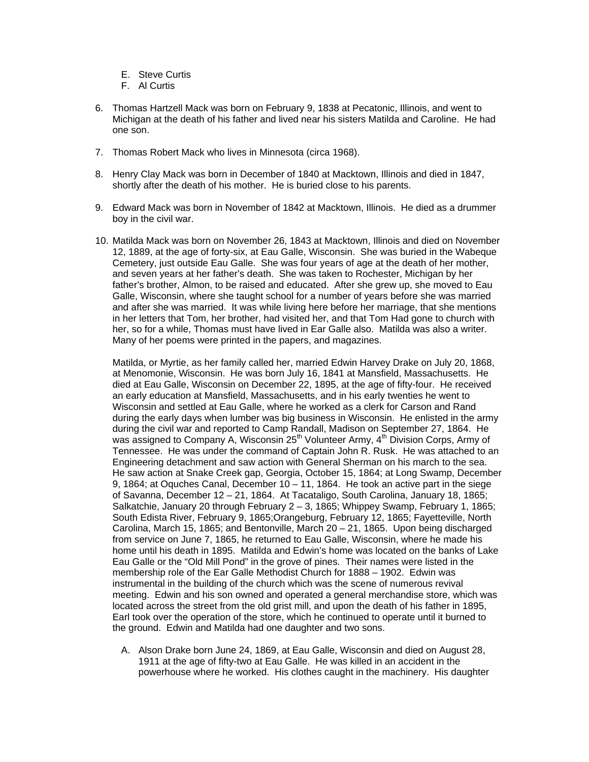E. Steve Curtis
   F. Al Curtis

6. Thomas Hartzell Mack was born on February 9, 1838 at Pecatonic, Illinois, and went to Michigan at the death of his father and lived near his sisters Matilda and Caroline. He had one son.

7. Thomas Robert Mack who lives in Minnesota (circa 1968).

8. Henry Clay Mack was born in December of 1840 at Macktown, Illinois and died in 1847, shortly after the death of his mother. He is buried close to his parents.

9. Edward Mack was born in November of 1842 at Macktown, Illinois. He died as a drummer boy in the civil war.

10. Matilda Mack was born on November 26, 1843 at Macktown, Illinois and died on November 12, 1889, at the age of forty-six, at Eau Galle, Wisconsin. She was buried in the Wabeque Cemetery, just outside Eau Galle. She was four years of age at the death of her mother, and seven years at her father's death. She was taken to Rochester, Michigan by her father's brother, Almon, to be raised and educated. After she grew up, she moved to Eau Galle, Wisconsin, where she taught school for a number of years before she was married and after she was married. It was while living here before her marriage, that she mentions in her letters that Tom, her brother, had visited her, and that Tom Had gone to church with her, so for a while, Thomas must have lived in Ear Galle also. Matilda was also a writer. Many of her poems were printed in the papers, and magazines.

    Matilda, or Myrtie, as her family called her, married Edwin Harvey Drake on July 20, 1868, at Menomonie, Wisconsin. He was born July 16, 1841 at Mansfield, Massachusetts. He died at Eau Galle, Wisconsin on December 22, 1895, at the age of fifty-four. He received an early education at Mansfield, Massachusetts, and in his early twenties he went to Wisconsin and settled at Eau Galle, where he worked as a clerk for Carson and Rand during the early days when lumber was big business in Wisconsin. He enlisted in the army during the civil war and reported to Camp Randall, Madison on September 27, 1864. He was assigned to Company A, Wisconsin 25th Volunteer Army, 4th Division Corps, Army of Tennessee. He was under the command of Captain John R. Rusk. He was attached to an Engineering detachment and saw action with General Sherman on his march to the sea. He saw action at Snake Creek gap, Georgia, October 15, 1864; at Long Swamp, December 9, 1864; at Oquches Canal, December 10 – 11, 1864. He took an active part in the siege of Savanna, December 12 – 21, 1864. At Tacataligo, South Carolina, January 18, 1865; Salkatchie, January 20 through February 2 – 3, 1865; Whippey Swamp, February 1, 1865; South Edista River, February 9, 1865;Orangeburg, February 12, 1865; Fayetteville, North Carolina, March 15, 1865; and Bentonville, March 20 – 21, 1865. Upon being discharged from service on June 7, 1865, he returned to Eau Galle, Wisconsin, where he made his home until his death in 1895. Matilda and Edwin's home was located on the banks of Lake Eau Galle or the "Old Mill Pond" in the grove of pines. Their names were listed in the membership role of the Ear Galle Methodist Church for 1888 – 1902. Edwin was instrumental in the building of the church which was the scene of numerous revival meeting. Edwin and his son owned and operated a general merchandise store, which was located across the street from the old grist mill, and upon the death of his father in 1895, Earl took over the operation of the store, which he continued to operate until it burned to the ground. Edwin and Matilda had one daughter and two sons.

    A. Alson Drake born June 24, 1869, at Eau Galle, Wisconsin and died on August 28, 1911 at the age of fifty-two at Eau Galle. He was killed in an accident in the powerhouse where he worked. His clothes caught in the machinery. His daughter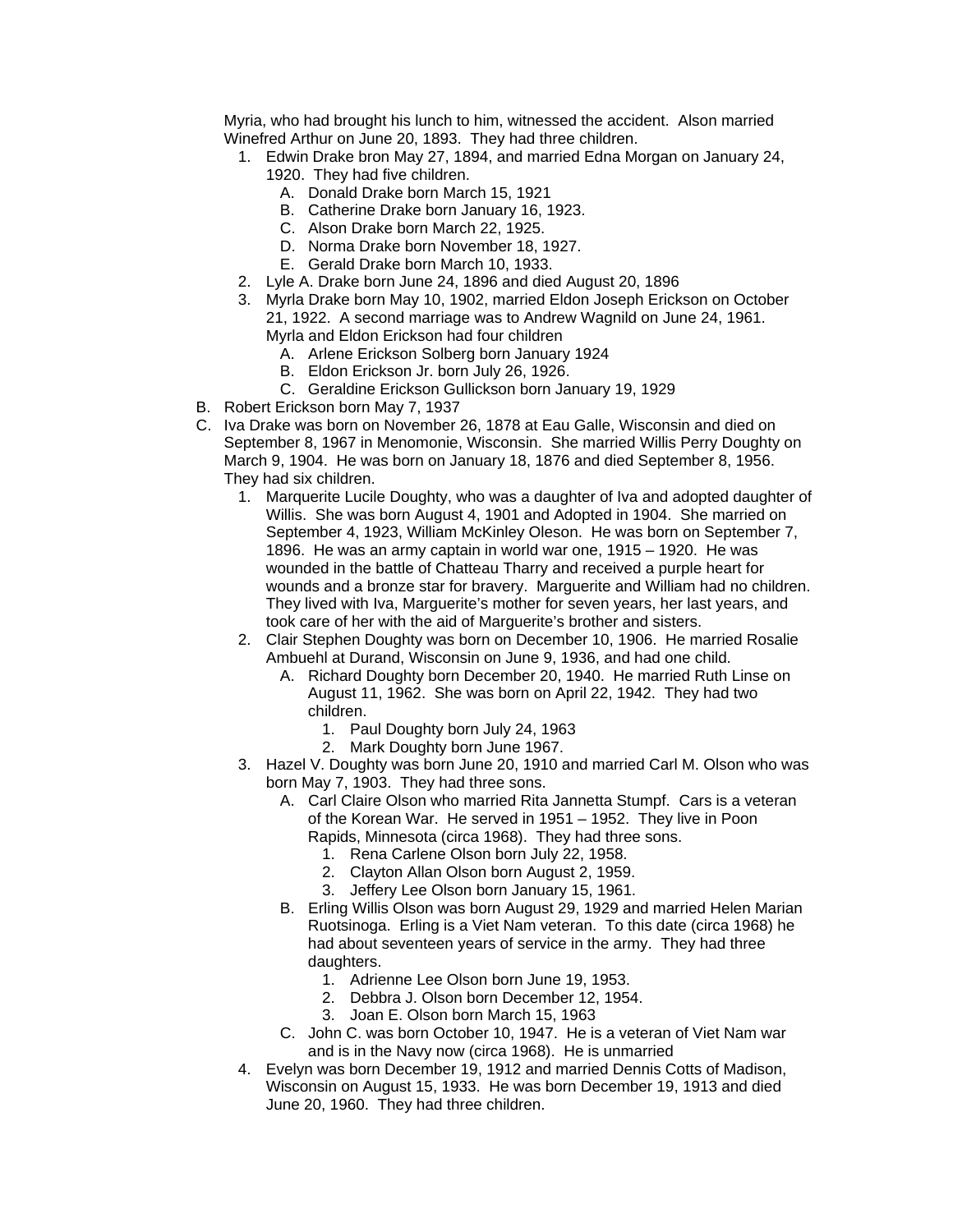Myria, who had brought his lunch to him, witnessed the accident. Alson married Winefred Arthur on June 20, 1893. They had three children.

1. Edwin Drake bron May 27, 1894, and married Edna Morgan on January 24, 1920. They had five children.
   A. Donald Drake born March 15, 1921
   B. Catherine Drake born January 16, 1923.
   C. Alson Drake born March 22, 1925.
   D. Norma Drake born November 18, 1927.
   E. Gerald Drake born March 10, 1933.
2. Lyle A. Drake born June 24, 1896 and died August 20, 1896
3. Myrla Drake born May 10, 1902, married Eldon Joseph Erickson on October 21, 1922. A second marriage was to Andrew Wagnild on June 24, 1961. Myrla and Eldon Erickson had four children
   A. Arlene Erickson Solberg born January 1924
   B. Eldon Erickson Jr. born July 26, 1926.
   C. Geraldine Erickson Gullickson born January 19, 1929

B. Robert Erickson born May 7, 1937

C. Iva Drake was born on November 26, 1878 at Eau Galle, Wisconsin and died on September 8, 1967 in Menomonie, Wisconsin. She married Willis Perry Doughty on March 9, 1904. He was born on January 18, 1876 and died September 8, 1956. They had six children.

1. Marquerite Lucile Doughty, who was a daughter of Iva and adopted daughter of Willis. She was born August 4, 1901 and Adopted in 1904. She married on September 4, 1923, William McKinley Oleson. He was born on September 7, 1896. He was an army captain in world war one, 1915 – 1920. He was wounded in the battle of Chatteau Tharry and received a purple heart for wounds and a bronze star for bravery. Marguerite and William had no children. They lived with Iva, Marguerite's mother for seven years, her last years, and took care of her with the aid of Marguerite's brother and sisters.
2. Clair Stephen Doughty was born on December 10, 1906. He married Rosalie Ambuehl at Durand, Wisconsin on June 9, 1936, and had one child.
   A. Richard Doughty born December 20, 1940. He married Ruth Linse on August 11, 1962. She was born on April 22, 1942. They had two children.
      1. Paul Doughty born July 24, 1963
      2. Mark Doughty born June 1967.
3. Hazel V. Doughty was born June 20, 1910 and married Carl M. Olson who was born May 7, 1903. They had three sons.
   A. Carl Claire Olson who married Rita Jannetta Stumpf. Cars is a veteran of the Korean War. He served in 1951 – 1952. They live in Poon Rapids, Minnesota (circa 1968). They had three sons.
      1. Rena Carlene Olson born July 22, 1958.
      2. Clayton Allan Olson born August 2, 1959.
      3. Jeffery Lee Olson born January 15, 1961.
   B. Erling Willis Olson was born August 29, 1929 and married Helen Marian Ruotsinoga. Erling is a Viet Nam veteran. To this date (circa 1968) he had about seventeen years of service in the army. They had three daughters.
      1. Adrienne Lee Olson born June 19, 1953.
      2. Debbra J. Olson born December 12, 1954.
      3. Joan E. Olson born March 15, 1963
   C. John C. was born October 10, 1947. He is a veteran of Viet Nam war and is in the Navy now (circa 1968). He is unmarried
4. Evelyn was born December 19, 1912 and married Dennis Cotts of Madison, Wisconsin on August 15, 1933. He was born December 19, 1913 and died June 20, 1960. They had three children.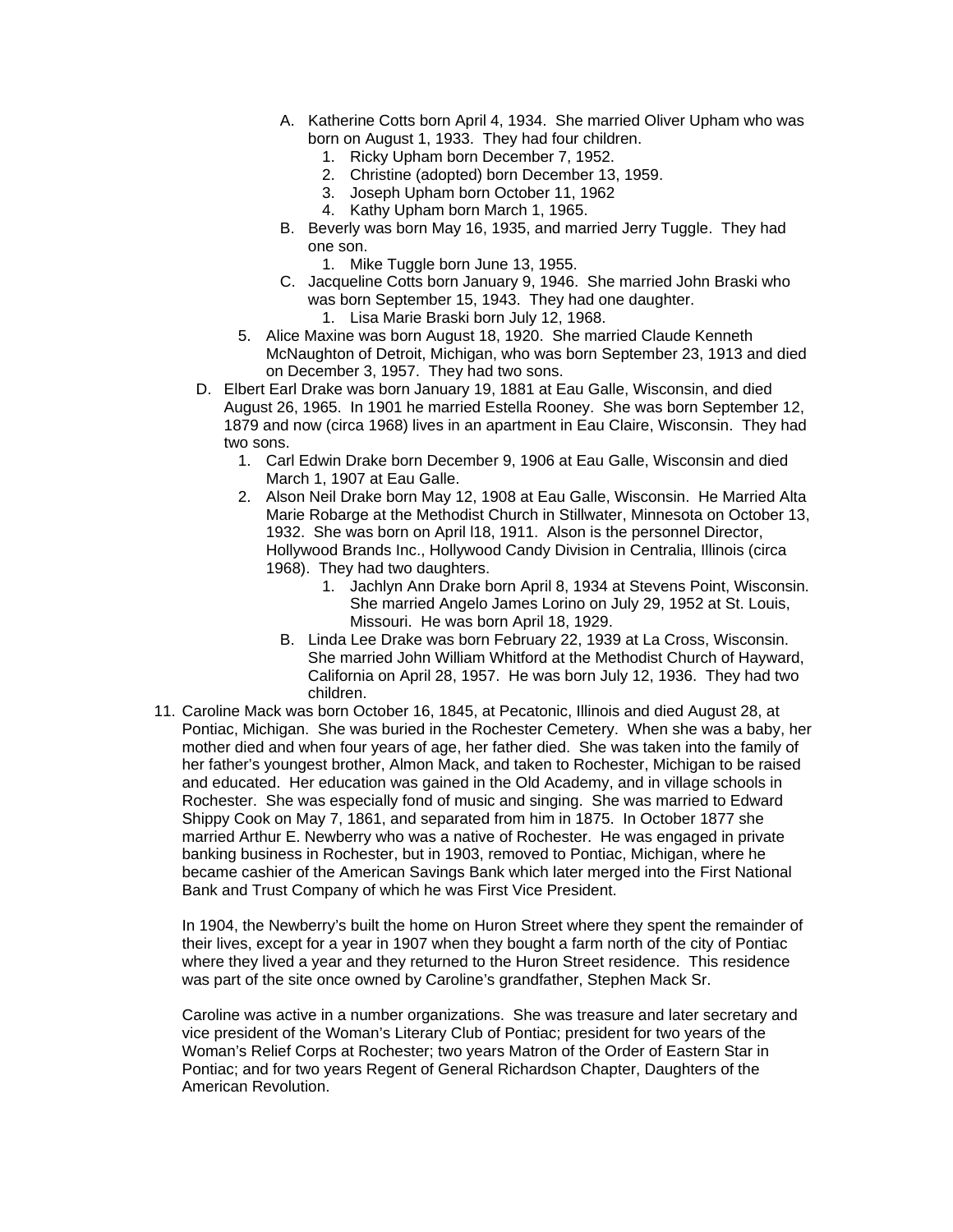- A. Katherine Cotts born April 4, 1934. She married Oliver Upham who was born on August 1, 1933. They had four children.
    1. Ricky Upham born December 7, 1952.
    2. Christine (adopted) born December 13, 1959.
    3. Joseph Upham born October 11, 1962
    4. Kathy Upham born March 1, 1965.
- B. Beverly was born May 16, 1935, and married Jerry Tuggle. They had one son.
    1. Mike Tuggle born June 13, 1955.
- C. Jacqueline Cotts born January 9, 1946. She married John Braski who was born September 15, 1943. They had one daughter.
    1. Lisa Marie Braski born July 12, 1968.

5. Alice Maxine was born August 18, 1920. She married Claude Kenneth McNaughton of Detroit, Michigan, who was born September 23, 1913 and died on December 3, 1957. They had two sons.

D. Elbert Earl Drake was born January 19, 1881 at Eau Galle, Wisconsin, and died August 26, 1965. In 1901 he married Estella Rooney. She was born September 12, 1879 and now (circa 1968) lives in an apartment in Eau Claire, Wisconsin. They had two sons.

1. Carl Edwin Drake born December 9, 1906 at Eau Galle, Wisconsin and died March 1, 1907 at Eau Galle.
2. Alson Neil Drake born May 12, 1908 at Eau Galle, Wisconsin. He Married Alta Marie Robarge at the Methodist Church in Stillwater, Minnesota on October 13, 1932. She was born on April l18, 1911. Alson is the personnel Director, Hollywood Brands Inc., Hollywood Candy Division in Centralia, Illinois (circa 1968). They had two daughters.
    1. Jachlyn Ann Drake born April 8, 1934 at Stevens Point, Wisconsin. She married Angelo James Lorino on July 29, 1952 at St. Louis, Missouri. He was born April 18, 1929.
    
    B. Linda Lee Drake was born February 22, 1939 at La Cross, Wisconsin. She married John William Whitford at the Methodist Church of Hayward, California on April 28, 1957. He was born July 12, 1936. They had two children.

11. Caroline Mack was born October 16, 1845, at Pecatonic, Illinois and died August 28, at Pontiac, Michigan. She was buried in the Rochester Cemetery. When she was a baby, her mother died and when four years of age, her father died. She was taken into the family of her father's youngest brother, Almon Mack, and taken to Rochester, Michigan to be raised and educated. Her education was gained in the Old Academy, and in village schools in Rochester. She was especially fond of music and singing. She was married to Edward Shippy Cook on May 7, 1861, and separated from him in 1875. In October 1877 she married Arthur E. Newberry who was a native of Rochester. He was engaged in private banking business in Rochester, but in 1903, removed to Pontiac, Michigan, where he became cashier of the American Savings Bank which later merged into the First National Bank and Trust Company of which he was First Vice President.

    In 1904, the Newberry's built the home on Huron Street where they spent the remainder of their lives, except for a year in 1907 when they bought a farm north of the city of Pontiac where they lived a year and they returned to the Huron Street residence. This residence was part of the site once owned by Caroline's grandfather, Stephen Mack Sr.

    Caroline was active in a number organizations. She was treasure and later secretary and vice president of the Woman's Literary Club of Pontiac; president for two years of the Woman's Relief Corps at Rochester; two years Matron of the Order of Eastern Star in Pontiac; and for two years Regent of General Richardson Chapter, Daughters of the American Revolution.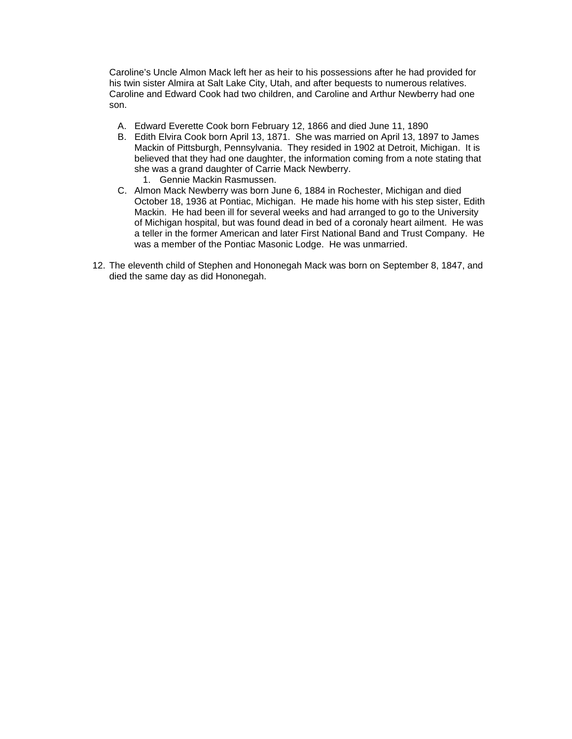Caroline's Uncle Almon Mack left her as heir to his possessions after he had provided for his twin sister Almira at Salt Lake City, Utah, and after bequests to numerous relatives. Caroline and Edward Cook had two children, and Caroline and Arthur Newberry had one son.

A. Edward Everette Cook born February 12, 1866 and died June 11, 1890
B. Edith Elvira Cook born April 13, 1871. She was married on April 13, 1897 to James Mackin of Pittsburgh, Pennsylvania. They resided in 1902 at Detroit, Michigan. It is believed that they had one daughter, the information coming from a note stating that she was a grand daughter of Carrie Mack Newberry.
    1. Gennie Mackin Rasmussen.
C. Almon Mack Newberry was born June 6, 1884 in Rochester, Michigan and died October 18, 1936 at Pontiac, Michigan. He made his home with his step sister, Edith Mackin. He had been ill for several weeks and had arranged to go to the University of Michigan hospital, but was found dead in bed of a coronaly heart ailment. He was a teller in the former American and later First National Band and Trust Company. He was a member of the Pontiac Masonic Lodge. He was unmarried.

12. The eleventh child of Stephen and Hononegah Mack was born on September 8, 1847, and died the same day as did Hononegah.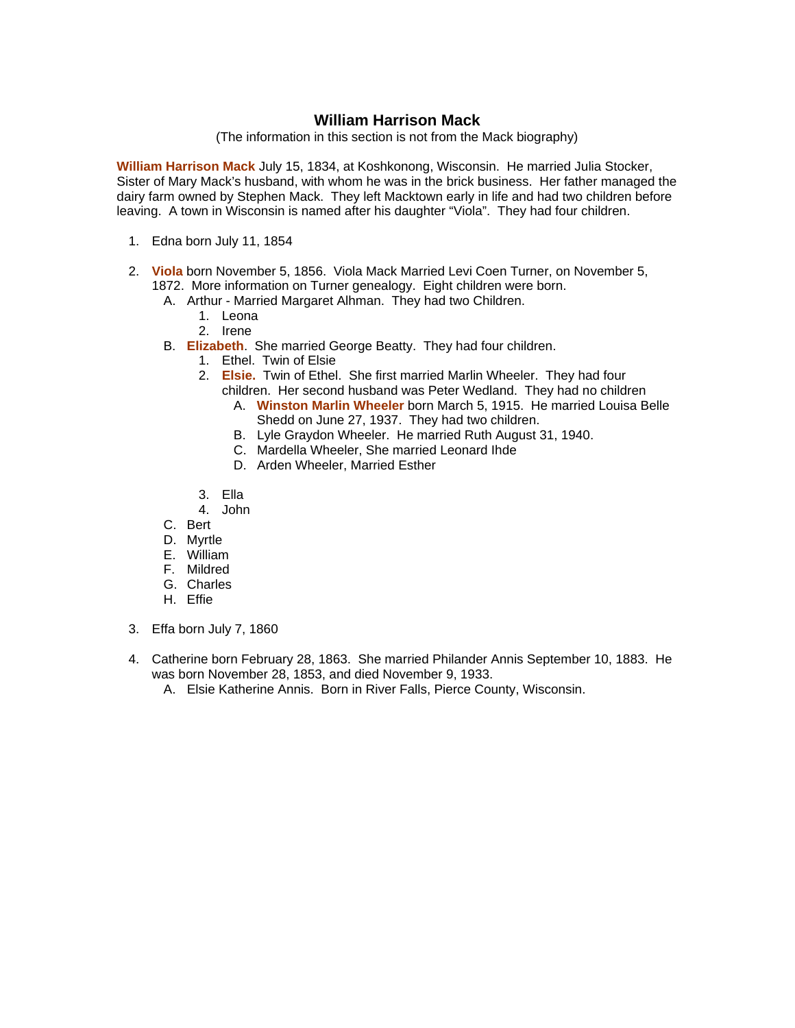## William Harrison Mack

(The information in this section is not from the Mack biography)

**William Harrison Mack** July 15, 1834, at Koshkonong, Wisconsin. He married Julia Stocker, Sister of Mary Mack's husband, with whom he was in the brick business. Her father managed the dairy farm owned by Stephen Mack. They left Macktown early in life and had two children before leaving. A town in Wisconsin is named after his daughter "Viola". They had four children.

1. Edna born July 11, 1854

2. **Viola** born November 5, 1856. Viola Mack Married Levi Coen Turner, on November 5, 1872. More information on Turner genealogy. Eight children were born.
   - A. Arthur - Married Margaret Alhman. They had two Children.
     1. Leona
     2. Irene
   - B. **Elizabeth**. She married George Beatty. They had four children.
     1. Ethel. Twin of Elsie
     2. **Elsie.** Twin of Ethel. She first married Marlin Wheeler. They had four children. Her second husband was Peter Wedland. They had no children
        - A. **Winston Marlin Wheeler** born March 5, 1915. He married Louisa Belle Shedd on June 27, 1937. They had two children.
        - B. Lyle Graydon Wheeler. He married Ruth August 31, 1940.
        - C. Mardella Wheeler, She married Leonard Ihde
        - D. Arden Wheeler, Married Esther
     3. Ella
     4. John
   - C. Bert
   - D. Myrtle
   - E. William
   - F. Mildred
   - G. Charles
   - H. Effie

3. Effa born July 7, 1860

4. Catherine born February 28, 1863. She married Philander Annis September 10, 1883. He was born November 28, 1853, and died November 9, 1933.
   - A. Elsie Katherine Annis. Born in River Falls, Pierce County, Wisconsin.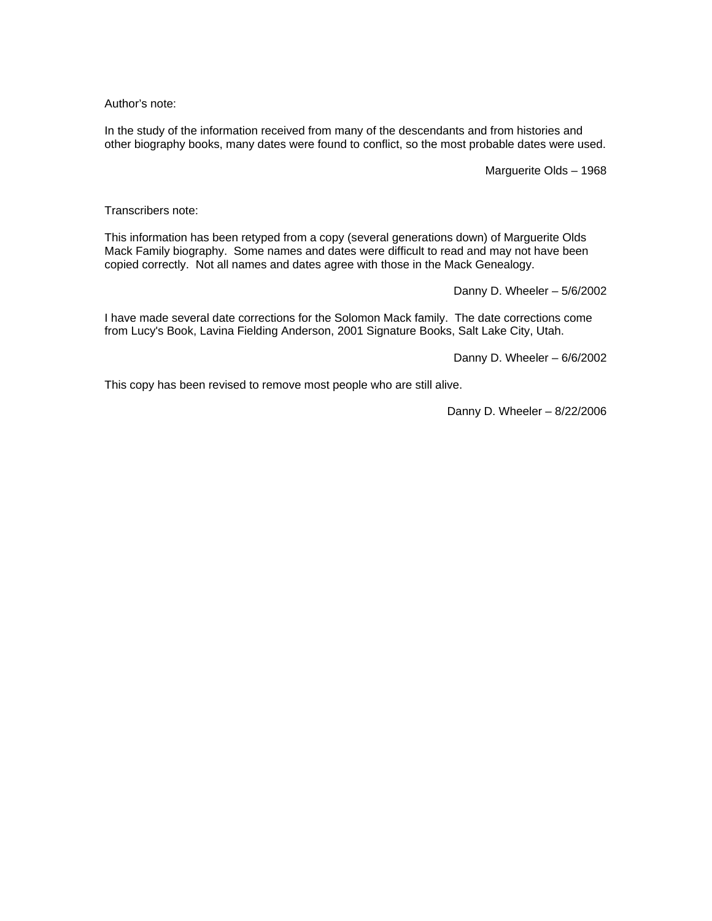Author's note:

In the study of the information received from many of the descendants and from histories and other biography books, many dates were found to conflict, so the most probable dates were used.

Marguerite Olds – 1968

Transcribers note:

This information has been retyped from a copy (several generations down) of Marguerite Olds Mack Family biography. Some names and dates were difficult to read and may not have been copied correctly. Not all names and dates agree with those in the Mack Genealogy.

Danny D. Wheeler – 5/6/2002

I have made several date corrections for the Solomon Mack family. The date corrections come from Lucy's Book, Lavina Fielding Anderson, 2001 Signature Books, Salt Lake City, Utah.

Danny D. Wheeler – 6/6/2002

This copy has been revised to remove most people who are still alive.

Danny D. Wheeler – 8/22/2006